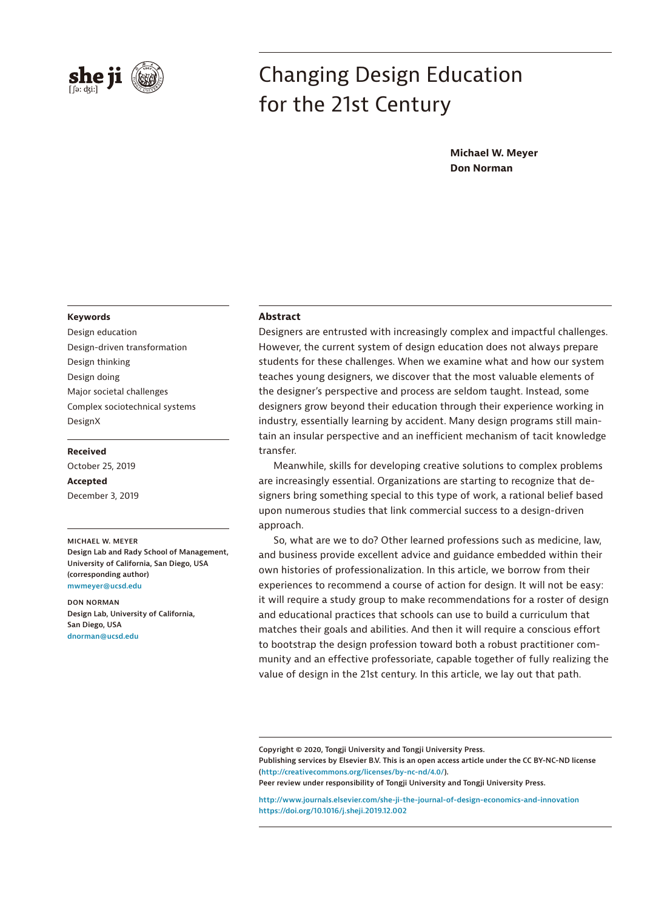# Changing Design Education for the 21st Century

**Michael W. Meyer**
**Don Norman**

**Keywords**

Design education
Design-driven transformation
Design thinking
Design doing
Major societal challenges
Complex sociotechnical systems
DesignX

**Received**
October 25, 2019
**Accepted**
December 3, 2019

MICHAEL W. MEYER
**Design Lab and Rady School of Management, University of California, San Diego, USA (corresponding author)**
mwmeyer@ucsd.edu

DON NORMAN
**Design Lab, University of California, San Diego, USA**
dnorman@ucsd.edu

## Abstract

Designers are entrusted with increasingly complex and impactful challenges. However, the current system of design education does not always prepare students for these challenges. When we examine what and how our system teaches young designers, we discover that the most valuable elements of the designer's perspective and process are seldom taught. Instead, some designers grow beyond their education through their experience working in industry, essentially learning by accident. Many design programs still maintain an insular perspective and an inefficient mechanism of tacit knowledge transfer.

Meanwhile, skills for developing creative solutions to complex problems are increasingly essential. Organizations are starting to recognize that designers bring something special to this type of work, a rational belief based upon numerous studies that link commercial success to a design-driven approach.

So, what are we to do? Other learned professions such as medicine, law, and business provide excellent advice and guidance embedded within their own histories of professionalization. In this article, we borrow from their experiences to recommend a course of action for design. It will not be easy: it will require a study group to make recommendations for a roster of design and educational practices that schools can use to build a curriculum that matches their goals and abilities. And then it will require a conscious effort to bootstrap the design profession toward both a robust practitioner community and an effective professoriate, capable together of fully realizing the value of design in the 21st century. In this article, we lay out that path.

Copyright © 2020, Tongji University and Tongji University Press.
Publishing services by Elsevier B.V. This is an open access article under the CC BY-NC-ND license (http://creativecommons.org/licenses/by-nc-nd/4.0/).
Peer review under responsibility of Tongji University and Tongji University Press.

http://www.journals.elsevier.com/she-ji-the-journal-of-design-economics-and-innovation
https://doi.org/10.1016/j.sheji.2019.12.002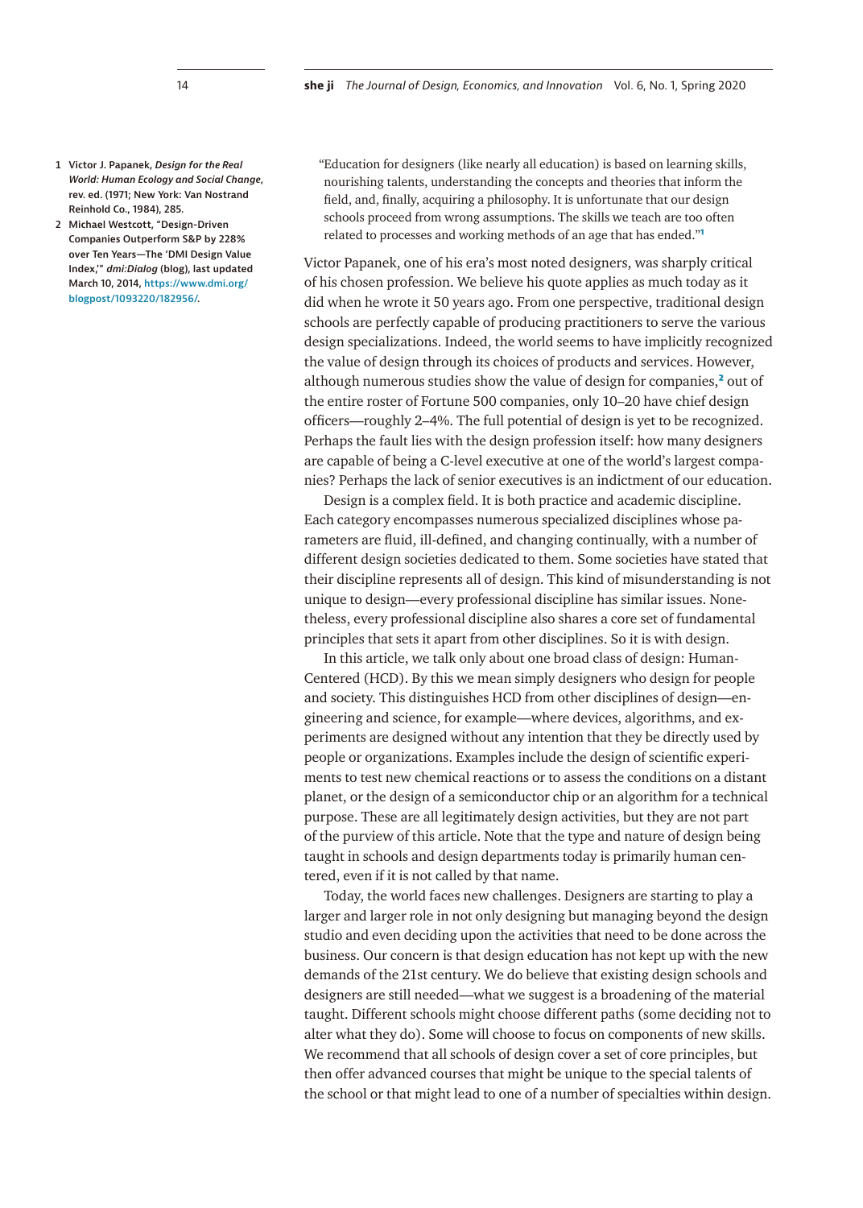> "Education for designers (like nearly all education) is based on learning skills, nourishing talents, understanding the concepts and theories that inform the field, and, finally, acquiring a philosophy. It is unfortunate that our design schools proceed from wrong assumptions. The skills we teach are too often related to processes and working methods of an age that has ended."[1]

Victor Papanek, one of his era's most noted designers, was sharply critical of his chosen profession. We believe his quote applies as much today as it did when he wrote it 50 years ago. From one perspective, traditional design schools are perfectly capable of producing practitioners to serve the various design specializations. Indeed, the world seems to have implicitly recognized the value of design through its choices of products and services. However, although numerous studies show the value of design for companies,[2] out of the entire roster of Fortune 500 companies, only 10–20 have chief design officers—roughly 2–4%. The full potential of design is yet to be recognized. Perhaps the fault lies with the design profession itself: how many designers are capable of being a C-level executive at one of the world's largest companies? Perhaps the lack of senior executives is an indictment of our education.

Design is a complex field. It is both practice and academic discipline. Each category encompasses numerous specialized disciplines whose parameters are fluid, ill-defined, and changing continually, with a number of different design societies dedicated to them. Some societies have stated that their discipline represents all of design. This kind of misunderstanding is not unique to design—every professional discipline has similar issues. Nonetheless, every professional discipline also shares a core set of fundamental principles that sets it apart from other disciplines. So it is with design.

In this article, we talk only about one broad class of design: Human-Centered (HCD). By this we mean simply designers who design for people and society. This distinguishes HCD from other disciplines of design—engineering and science, for example—where devices, algorithms, and experiments are designed without any intention that they be directly used by people or organizations. Examples include the design of scientific experiments to test new chemical reactions or to assess the conditions on a distant planet, or the design of a semiconductor chip or an algorithm for a technical purpose. These are all legitimately design activities, but they are not part of the purview of this article. Note that the type and nature of design being taught in schools and design departments today is primarily human centered, even if it is not called by that name.

Today, the world faces new challenges. Designers are starting to play a larger and larger role in not only designing but managing beyond the design studio and even deciding upon the activities that need to be done across the business. Our concern is that design education has not kept up with the new demands of the 21st century. We do believe that existing design schools and designers are still needed—what we suggest is a broadening of the material taught. Different schools might choose different paths (some deciding not to alter what they do). Some will choose to focus on components of new skills. We recommend that all schools of design cover a set of core principles, but then offer advanced courses that might be unique to the special talents of the school or that might lead to one of a number of specialties within design.

---

1 Victor J. Papanek, *Design for the Real World: Human Ecology and Social Change*, rev. ed. (1971; New York: Van Nostrand Reinhold Co., 1984), 285.

2 Michael Westcott, "Design-Driven Companies Outperform S&P by 228% over Ten Years—The 'DMI Design Value Index,'" *dmi:Dialog* (blog), last updated March 10, 2014, https://www.dmi.org/blogpost/1093220/182956/.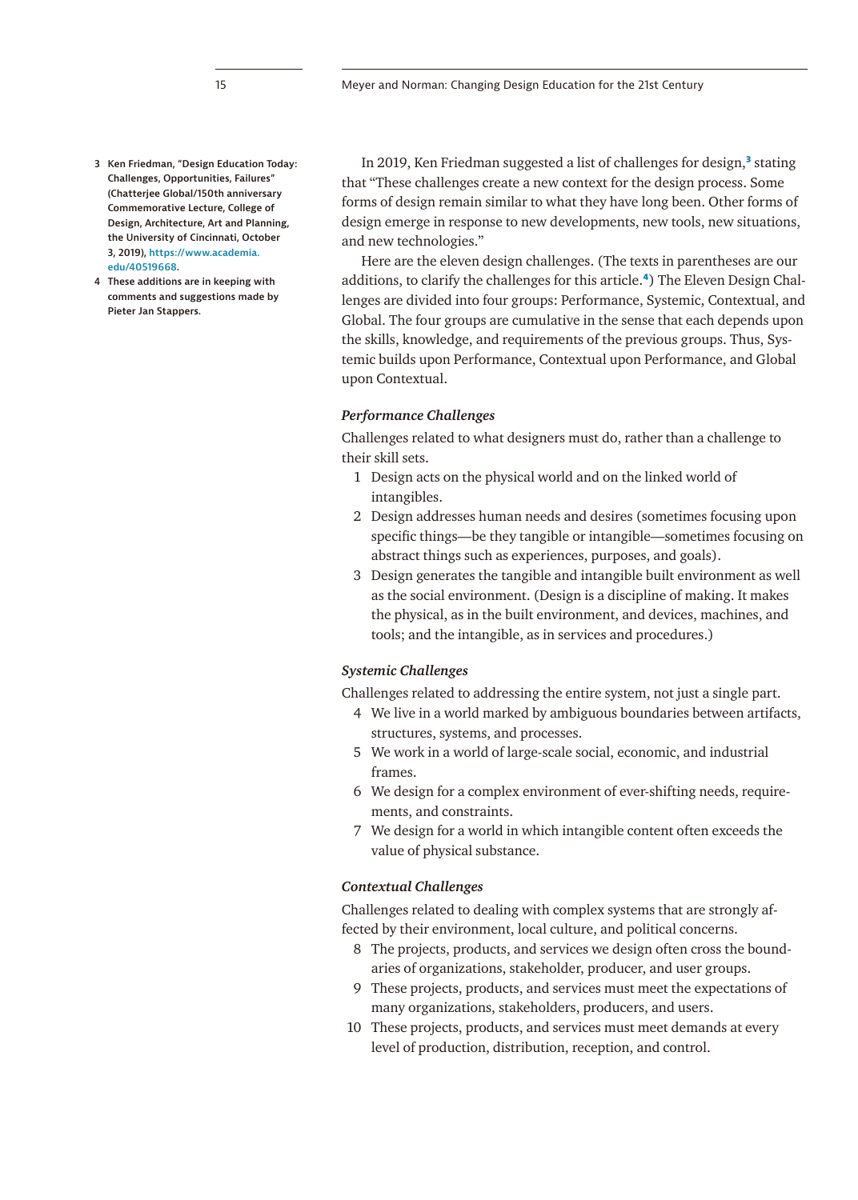In 2019, Ken Friedman suggested a list of challenges for design,[3] stating that "These challenges create a new context for the design process. Some forms of design remain similar to what they have long been. Other forms of design emerge in response to new developments, new tools, new situations, and new technologies."

Here are the eleven design challenges. (The texts in parentheses are our additions, to clarify the challenges for this article.[4]) The Eleven Design Challenges are divided into four groups: Performance, Systemic, Contextual, and Global. The four groups are cumulative in the sense that each depends upon the skills, knowledge, and requirements of the previous groups. Thus, Systemic builds upon Performance, Contextual upon Performance, and Global upon Contextual.

### *Performance Challenges*

Challenges related to what designers must do, rather than a challenge to their skill sets.

1. Design acts on the physical world and on the linked world of intangibles.
2. Design addresses human needs and desires (sometimes focusing upon specific things—be they tangible or intangible—sometimes focusing on abstract things such as experiences, purposes, and goals).
3. Design generates the tangible and intangible built environment as well as the social environment. (Design is a discipline of making. It makes the physical, as in the built environment, and devices, machines, and tools; and the intangible, as in services and procedures.)

### *Systemic Challenges*

Challenges related to addressing the entire system, not just a single part.

4. We live in a world marked by ambiguous boundaries between artifacts, structures, systems, and processes.
5. We work in a world of large-scale social, economic, and industrial frames.
6. We design for a complex environment of ever-shifting needs, requirements, and constraints.
7. We design for a world in which intangible content often exceeds the value of physical substance.

### *Contextual Challenges*

Challenges related to dealing with complex systems that are strongly affected by their environment, local culture, and political concerns.

8. The projects, products, and services we design often cross the boundaries of organizations, stakeholder, producer, and user groups.
9. These projects, products, and services must meet the expectations of many organizations, stakeholders, producers, and users.
10. These projects, products, and services must meet demands at every level of production, distribution, reception, and control.

---

3 Ken Friedman, "Design Education Today: Challenges, Opportunities, Failures" (Chatterjee Global/150th anniversary Commemorative Lecture, College of Design, Architecture, Art and Planning, the University of Cincinnati, October 3, 2019), https://www.academia.edu/40519668.

4 These additions are in keeping with comments and suggestions made by Pieter Jan Stappers.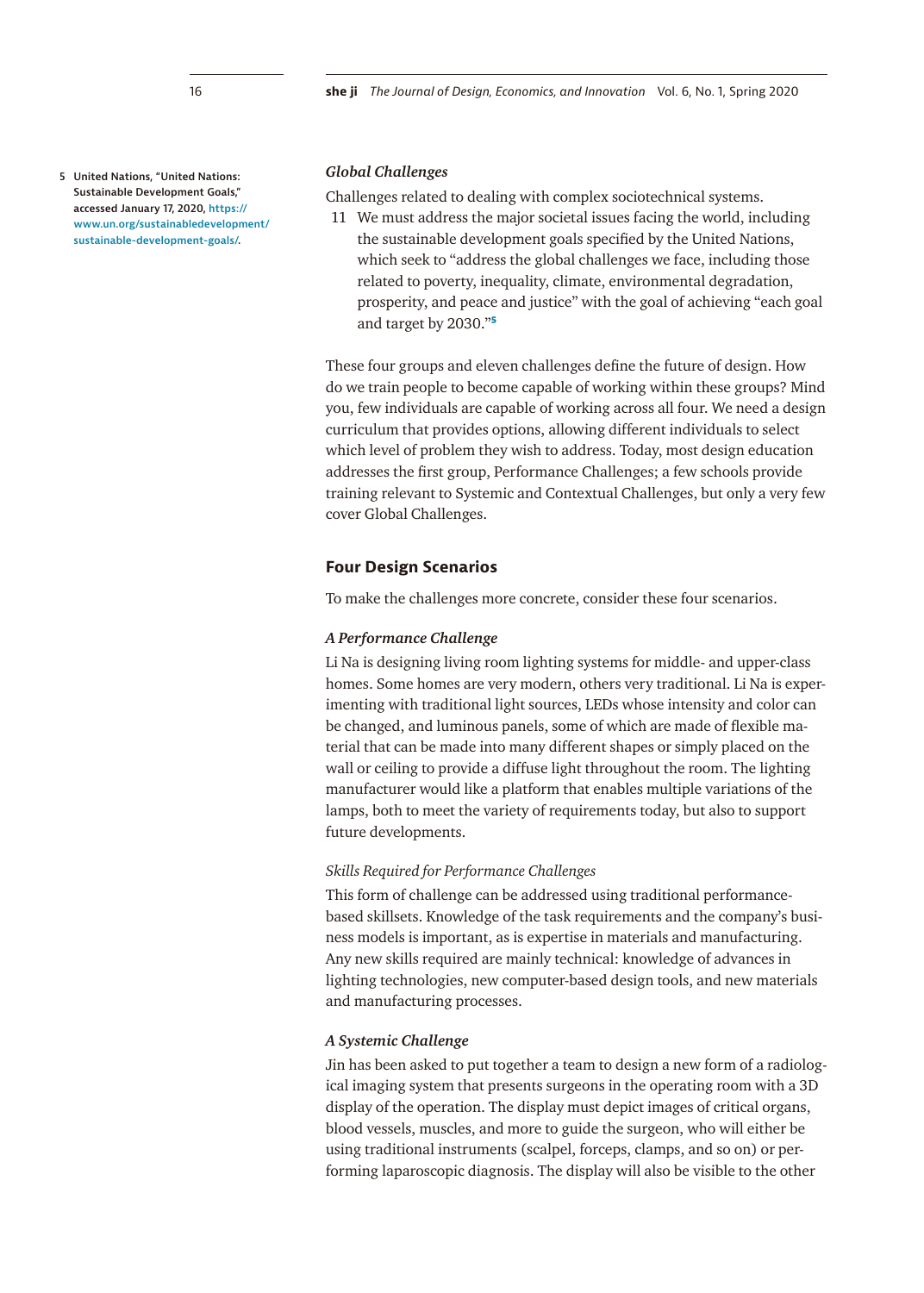*Global Challenges*

Challenges related to dealing with complex sociotechnical systems.

11 We must address the major societal issues facing the world, including the sustainable development goals specified by the United Nations, which seek to "address the global challenges we face, including those related to poverty, inequality, climate, environmental degradation, prosperity, and peace and justice" with the goal of achieving "each goal and target by 2030."[5]

These four groups and eleven challenges define the future of design. How do we train people to become capable of working within these groups? Mind you, few individuals are capable of working across all four. We need a design curriculum that provides options, allowing different individuals to select which level of problem they wish to address. Today, most design education addresses the first group, Performance Challenges; a few schools provide training relevant to Systemic and Contextual Challenges, but only a very few cover Global Challenges.

5 United Nations, "United Nations: Sustainable Development Goals," accessed January 17, 2020, https://www.un.org/sustainabledevelopment/sustainable-development-goals/.

## Four Design Scenarios

To make the challenges more concrete, consider these four scenarios.

### *A Performance Challenge*

Li Na is designing living room lighting systems for middle- and upper-class homes. Some homes are very modern, others very traditional. Li Na is experimenting with traditional light sources, LEDs whose intensity and color can be changed, and luminous panels, some of which are made of flexible material that can be made into many different shapes or simply placed on the wall or ceiling to provide a diffuse light throughout the room. The lighting manufacturer would like a platform that enables multiple variations of the lamps, both to meet the variety of requirements today, but also to support future developments.

*Skills Required for Performance Challenges*

This form of challenge can be addressed using traditional performance-based skillsets. Knowledge of the task requirements and the company's business models is important, as is expertise in materials and manufacturing. Any new skills required are mainly technical: knowledge of advances in lighting technologies, new computer-based design tools, and new materials and manufacturing processes.

### *A Systemic Challenge*

Jin has been asked to put together a team to design a new form of a radiological imaging system that presents surgeons in the operating room with a 3D display of the operation. The display must depict images of critical organs, blood vessels, muscles, and more to guide the surgeon, who will either be using traditional instruments (scalpel, forceps, clamps, and so on) or performing laparoscopic diagnosis. The display will also be visible to the other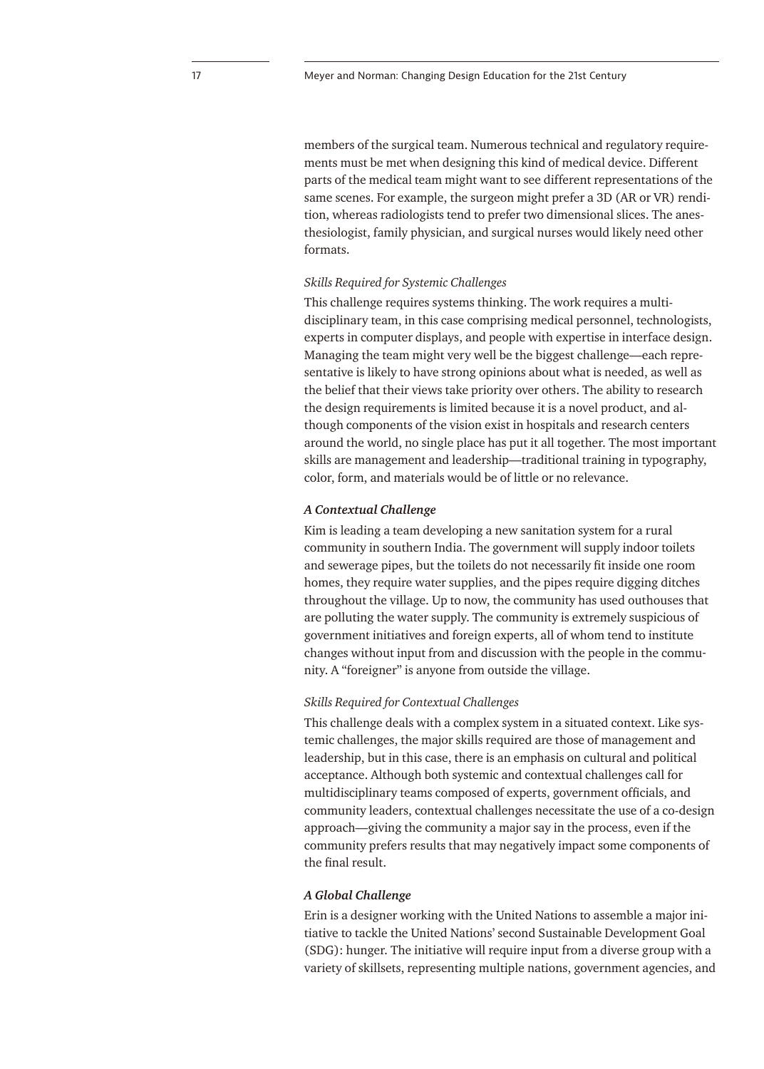members of the surgical team. Numerous technical and regulatory requirements must be met when designing this kind of medical device. Different parts of the medical team might want to see different representations of the same scenes. For example, the surgeon might prefer a 3D (AR or VR) rendition, whereas radiologists tend to prefer two dimensional slices. The anesthesiologist, family physician, and surgical nurses would likely need other formats.

#### *Skills Required for Systemic Challenges*

This challenge requires systems thinking. The work requires a multidisciplinary team, in this case comprising medical personnel, technologists, experts in computer displays, and people with expertise in interface design. Managing the team might very well be the biggest challenge—each representative is likely to have strong opinions about what is needed, as well as the belief that their views take priority over others. The ability to research the design requirements is limited because it is a novel product, and although components of the vision exist in hospitals and research centers around the world, no single place has put it all together. The most important skills are management and leadership—traditional training in typography, color, form, and materials would be of little or no relevance.

### ***A Contextual Challenge***

Kim is leading a team developing a new sanitation system for a rural community in southern India. The government will supply indoor toilets and sewerage pipes, but the toilets do not necessarily fit inside one room homes, they require water supplies, and the pipes require digging ditches throughout the village. Up to now, the community has used outhouses that are polluting the water supply. The community is extremely suspicious of government initiatives and foreign experts, all of whom tend to institute changes without input from and discussion with the people in the community. A "foreigner" is anyone from outside the village.

#### *Skills Required for Contextual Challenges*

This challenge deals with a complex system in a situated context. Like systemic challenges, the major skills required are those of management and leadership, but in this case, there is an emphasis on cultural and political acceptance. Although both systemic and contextual challenges call for multidisciplinary teams composed of experts, government officials, and community leaders, contextual challenges necessitate the use of a co-design approach—giving the community a major say in the process, even if the community prefers results that may negatively impact some components of the final result.

### ***A Global Challenge***

Erin is a designer working with the United Nations to assemble a major initiative to tackle the United Nations' second Sustainable Development Goal (SDG): hunger. The initiative will require input from a diverse group with a variety of skillsets, representing multiple nations, government agencies, and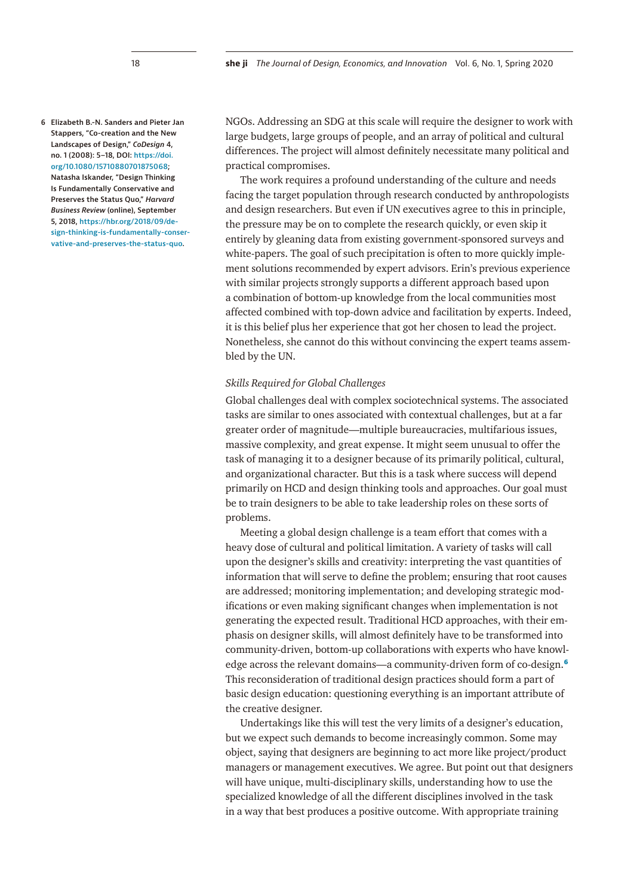NGOs. Addressing an SDG at this scale will require the designer to work with large budgets, large groups of people, and an array of political and cultural differences. The project will almost definitely necessitate many political and practical compromises.

The work requires a profound understanding of the culture and needs facing the target population through research conducted by anthropologists and design researchers. But even if UN executives agree to this in principle, the pressure may be on to complete the research quickly, or even skip it entirely by gleaning data from existing government-sponsored surveys and white-papers. The goal of such precipitation is often to more quickly implement solutions recommended by expert advisors. Erin's previous experience with similar projects strongly supports a different approach based upon a combination of bottom-up knowledge from the local communities most affected combined with top-down advice and facilitation by experts. Indeed, it is this belief plus her experience that got her chosen to lead the project. Nonetheless, she cannot do this without convincing the expert teams assembled by the UN.

*Skills Required for Global Challenges*

Global challenges deal with complex sociotechnical systems. The associated tasks are similar to ones associated with contextual challenges, but at a far greater order of magnitude—multiple bureaucracies, multifarious issues, massive complexity, and great expense. It might seem unusual to offer the task of managing it to a designer because of its primarily political, cultural, and organizational character. But this is a task where success will depend primarily on HCD and design thinking tools and approaches. Our goal must be to train designers to be able to take leadership roles on these sorts of problems.

Meeting a global design challenge is a team effort that comes with a heavy dose of cultural and political limitation. A variety of tasks will call upon the designer's skills and creativity: interpreting the vast quantities of information that will serve to define the problem; ensuring that root causes are addressed; monitoring implementation; and developing strategic modifications or even making significant changes when implementation is not generating the expected result. Traditional HCD approaches, with their emphasis on designer skills, will almost definitely have to be transformed into community-driven, bottom-up collaborations with experts who have knowledge across the relevant domains—a community-driven form of co-design.[6] This reconsideration of traditional design practices should form a part of basic design education: questioning everything is an important attribute of the creative designer.

Undertakings like this will test the very limits of a designer's education, but we expect such demands to become increasingly common. Some may object, saying that designers are beginning to act more like project/product managers or management executives. We agree. But point out that designers will have unique, multi-disciplinary skills, understanding how to use the specialized knowledge of all the different disciplines involved in the task in a way that best produces a positive outcome. With appropriate training

6 Elizabeth B.-N. Sanders and Pieter Jan Stappers, "Co-creation and the New Landscapes of Design," *CoDesign* 4, no. 1 (2008): 5–18, DOI: https://doi.org/10.1080/15710880701875068; Natasha Iskander, "Design Thinking Is Fundamentally Conservative and Preserves the Status Quo," *Harvard Business Review* (online), September 5, 2018, https://hbr.org/2018/09/design-thinking-is-fundamentally-conservative-and-preserves-the-status-quo.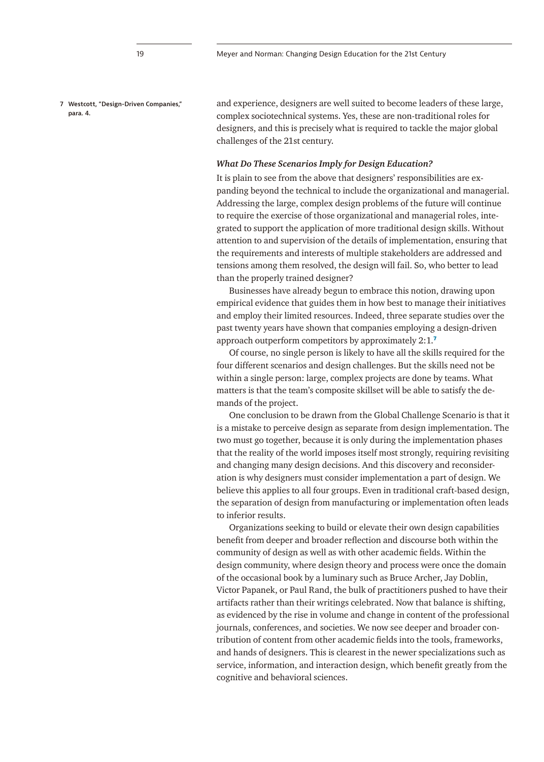and experience, designers are well suited to become leaders of these large, complex sociotechnical systems. Yes, these are non-traditional roles for designers, and this is precisely what is required to tackle the major global challenges of the 21st century.

### *What Do These Scenarios Imply for Design Education?*

It is plain to see from the above that designers' responsibilities are expanding beyond the technical to include the organizational and managerial. Addressing the large, complex design problems of the future will continue to require the exercise of those organizational and managerial roles, integrated to support the application of more traditional design skills. Without attention to and supervision of the details of implementation, ensuring that the requirements and interests of multiple stakeholders are addressed and tensions among them resolved, the design will fail. So, who better to lead than the properly trained designer?

Businesses have already begun to embrace this notion, drawing upon empirical evidence that guides them in how best to manage their initiatives and employ their limited resources. Indeed, three separate studies over the past twenty years have shown that companies employing a design-driven approach outperform competitors by approximately 2:1.[7]

Of course, no single person is likely to have all the skills required for the four different scenarios and design challenges. But the skills need not be within a single person: large, complex projects are done by teams. What matters is that the team's composite skillset will be able to satisfy the demands of the project.

One conclusion to be drawn from the Global Challenge Scenario is that it is a mistake to perceive design as separate from design implementation. The two must go together, because it is only during the implementation phases that the reality of the world imposes itself most strongly, requiring revisiting and changing many design decisions. And this discovery and reconsideration is why designers must consider implementation a part of design. We believe this applies to all four groups. Even in traditional craft-based design, the separation of design from manufacturing or implementation often leads to inferior results.

Organizations seeking to build or elevate their own design capabilities benefit from deeper and broader reflection and discourse both within the community of design as well as with other academic fields. Within the design community, where design theory and process were once the domain of the occasional book by a luminary such as Bruce Archer, Jay Doblin, Victor Papanek, or Paul Rand, the bulk of practitioners pushed to have their artifacts rather than their writings celebrated. Now that balance is shifting, as evidenced by the rise in volume and change in content of the professional journals, conferences, and societies. We now see deeper and broader contribution of content from other academic fields into the tools, frameworks, and hands of designers. This is clearest in the newer specializations such as service, information, and interaction design, which benefit greatly from the cognitive and behavioral sciences.

7 Westcott, "Design-Driven Companies," para. 4.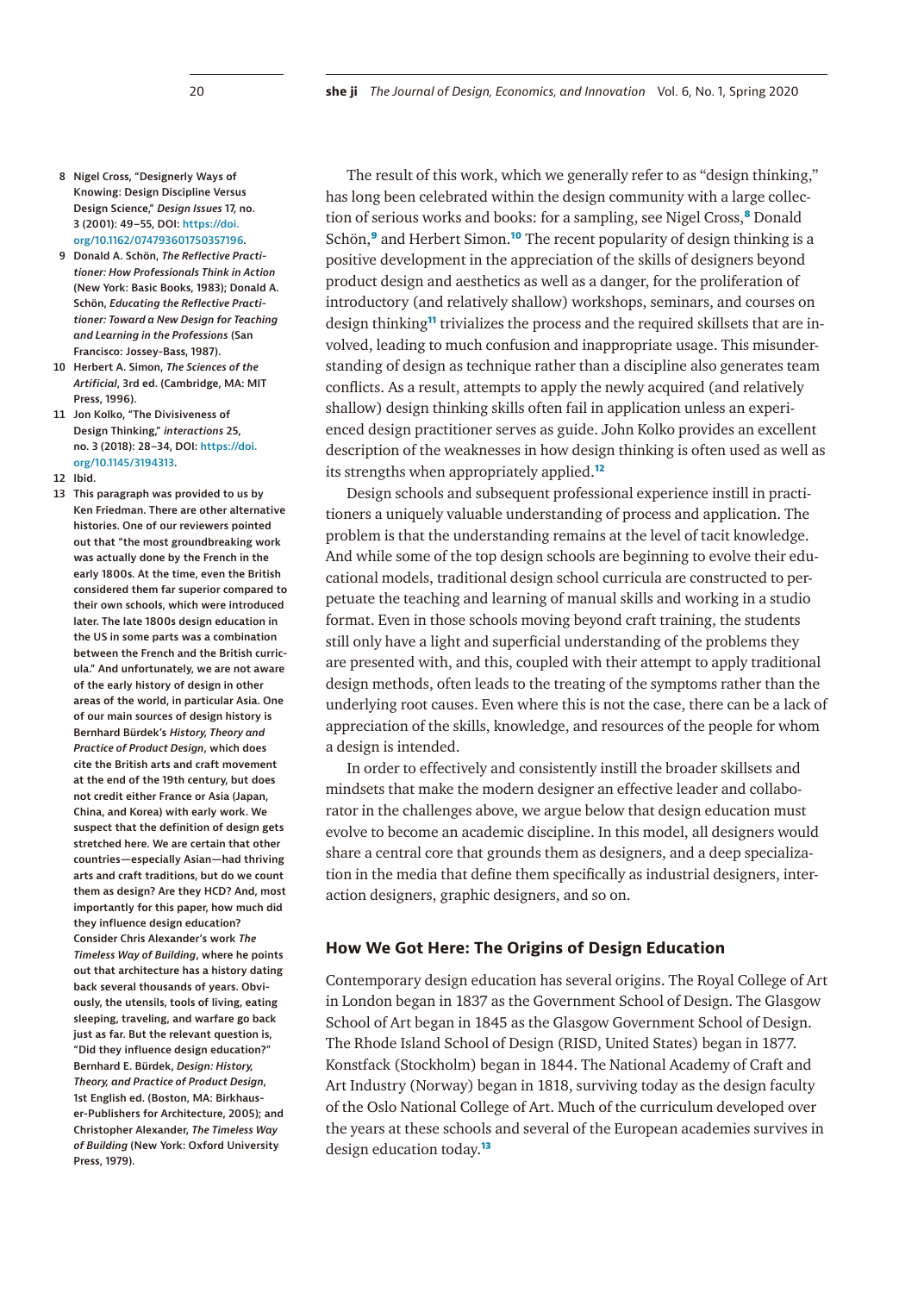The result of this work, which we generally refer to as "design thinking," has long been celebrated within the design community with a large collection of serious works and books: for a sampling, see Nigel Cross,[8] Donald Schön,[9] and Herbert Simon.[10] The recent popularity of design thinking is a positive development in the appreciation of the skills of designers beyond product design and aesthetics as well as a danger, for the proliferation of introductory (and relatively shallow) workshops, seminars, and courses on design thinking[11] trivializes the process and the required skillsets that are involved, leading to much confusion and inappropriate usage. This misunderstanding of design as technique rather than a discipline also generates team conflicts. As a result, attempts to apply the newly acquired (and relatively shallow) design thinking skills often fail in application unless an experienced design practitioner serves as guide. John Kolko provides an excellent description of the weaknesses in how design thinking is often used as well as its strengths when appropriately applied.[12]

Design schools and subsequent professional experience instill in practitioners a uniquely valuable understanding of process and application. The problem is that the understanding remains at the level of tacit knowledge. And while some of the top design schools are beginning to evolve their educational models, traditional design school curricula are constructed to perpetuate the teaching and learning of manual skills and working in a studio format. Even in those schools moving beyond craft training, the students still only have a light and superficial understanding of the problems they are presented with, and this, coupled with their attempt to apply traditional design methods, often leads to the treating of the symptoms rather than the underlying root causes. Even where this is not the case, there can be a lack of appreciation of the skills, knowledge, and resources of the people for whom a design is intended.

In order to effectively and consistently instill the broader skillsets and mindsets that make the modern designer an effective leader and collaborator in the challenges above, we argue below that design education must evolve to become an academic discipline. In this model, all designers would share a central core that grounds them as designers, and a deep specialization in the media that define them specifically as industrial designers, interaction designers, graphic designers, and so on.

## How We Got Here: The Origins of Design Education

Contemporary design education has several origins. The Royal College of Art in London began in 1837 as the Government School of Design. The Glasgow School of Art began in 1845 as the Glasgow Government School of Design. The Rhode Island School of Design (RISD, United States) began in 1877. Konstfack (Stockholm) began in 1844. The National Academy of Craft and Art Industry (Norway) began in 1818, surviving today as the design faculty of the Oslo National College of Art. Much of the curriculum developed over the years at these schools and several of the European academies survives in design education today.[13]

---

8 Nigel Cross, "Designerly Ways of Knowing: Design Discipline Versus Design Science," *Design Issues* 17, no. 3 (2001): 49–55, DOI: https://doi.org/10.1162/074793601750357196.

9 Donald A. Schön, *The Reflective Practitioner: How Professionals Think in Action* (New York: Basic Books, 1983); Donald A. Schön, *Educating the Reflective Practitioner: Toward a New Design for Teaching and Learning in the Professions* (San Francisco: Jossey-Bass, 1987).

10 Herbert A. Simon, *The Sciences of the Artificial*, 3rd ed. (Cambridge, MA: MIT Press, 1996).

11 Jon Kolko, "The Divisiveness of Design Thinking," *interactions* 25, no. 3 (2018): 28–34, DOI: https://doi.org/10.1145/3194313.

12 Ibid.

13 This paragraph was provided to us by Ken Friedman. There are other alternative histories. One of our reviewers pointed out that "the most groundbreaking work was actually done by the French in the early 1800s. At the time, even the British considered them far superior compared to their own schools, which were introduced later. The late 1800s design education in the US in some parts was a combination between the French and the British curricula." And unfortunately, we are not aware of the early history of design in other areas of the world, in particular Asia. One of our main sources of design history is Bernhard Bürdek's *History, Theory and Practice of Product Design*, which does cite the British arts and craft movement at the end of the 19th century, but does not credit either France or Asia (Japan, China, and Korea) with early work. We suspect that the definition of design gets stretched here. We are certain that other countries—especially Asian—had thriving arts and craft traditions, but do we count them as design? Are they HCD? And, most importantly for this paper, how much did they influence design education? Consider Chris Alexander's work *The Timeless Way of Building*, where he points out that architecture has a history dating back several thousands of years. Obviously, the utensils, tools of living, eating sleeping, traveling, and warfare go back just as far. But the relevant question is, "Did they influence design education?" Bernhard E. Bürdek, *Design: History, Theory, and Practice of Product Design*, 1st English ed. (Boston, MA: Birkhauser-Publishers for Architecture, 2005); and Christopher Alexander, *The Timeless Way of Building* (New York: Oxford University Press, 1979).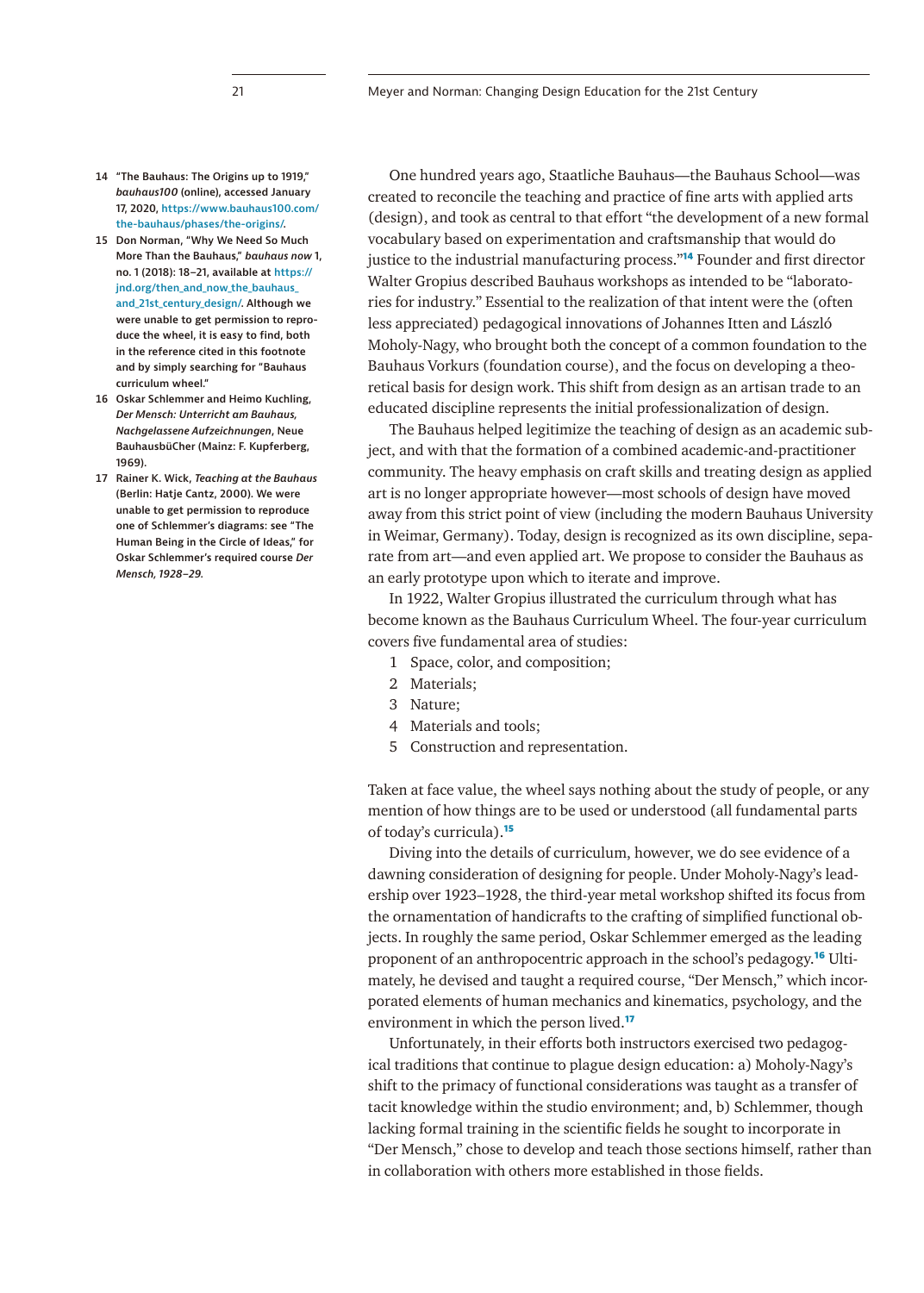One hundred years ago, Staatliche Bauhaus—the Bauhaus School—was created to reconcile the teaching and practice of fine arts with applied arts (design), and took as central to that effort "the development of a new formal vocabulary based on experimentation and craftsmanship that would do justice to the industrial manufacturing process."[14] Founder and first director Walter Gropius described Bauhaus workshops as intended to be "laboratories for industry." Essential to the realization of that intent were the (often less appreciated) pedagogical innovations of Johannes Itten and László Moholy-Nagy, who brought both the concept of a common foundation to the Bauhaus Vorkurs (foundation course), and the focus on developing a theoretical basis for design work. This shift from design as an artisan trade to an educated discipline represents the initial professionalization of design.

The Bauhaus helped legitimize the teaching of design as an academic subject, and with that the formation of a combined academic-and-practitioner community. The heavy emphasis on craft skills and treating design as applied art is no longer appropriate however—most schools of design have moved away from this strict point of view (including the modern Bauhaus University in Weimar, Germany). Today, design is recognized as its own discipline, separate from art—and even applied art. We propose to consider the Bauhaus as an early prototype upon which to iterate and improve.

In 1922, Walter Gropius illustrated the curriculum through what has become known as the Bauhaus Curriculum Wheel. The four-year curriculum covers five fundamental area of studies:

1. Space, color, and composition;
2. Materials;
3. Nature;
4. Materials and tools;
5. Construction and representation.

Taken at face value, the wheel says nothing about the study of people, or any mention of how things are to be used or understood (all fundamental parts of today's curricula).[15]

Diving into the details of curriculum, however, we do see evidence of a dawning consideration of designing for people. Under Moholy-Nagy's leadership over 1923–1928, the third-year metal workshop shifted its focus from the ornamentation of handicrafts to the crafting of simplified functional objects. In roughly the same period, Oskar Schlemmer emerged as the leading proponent of an anthropocentric approach in the school's pedagogy.[16] Ultimately, he devised and taught a required course, "Der Mensch," which incorporated elements of human mechanics and kinematics, psychology, and the environment in which the person lived.[17]

Unfortunately, in their efforts both instructors exercised two pedagogical traditions that continue to plague design education: a) Moholy-Nagy's shift to the primacy of functional considerations was taught as a transfer of tacit knowledge within the studio environment; and, b) Schlemmer, though lacking formal training in the scientific fields he sought to incorporate in "Der Mensch," chose to develop and teach those sections himself, rather than in collaboration with others more established in those fields.

---

14 "The Bauhaus: The Origins up to 1919," *bauhaus100* (online), accessed January 17, 2020, https://www.bauhaus100.com/the-bauhaus/phases/the-origins/.

15 Don Norman, "Why We Need So Much More Than the Bauhaus," *bauhaus now* 1, no. 1 (2018): 18–21, available at https://jnd.org/then_and_now_the_bauhaus_and_21st_century_design/. Although we were unable to get permission to reproduce the wheel, it is easy to find, both in the reference cited in this footnote and by simply searching for "Bauhaus curriculum wheel."

16 Oskar Schlemmer and Heimo Kuchling, *Der Mensch: Unterricht am Bauhaus, Nachgelassene Aufzeichnungen*, Neue BauhausbüCher (Mainz: F. Kupferberg, 1969).

17 Rainer K. Wick, *Teaching at the Bauhaus* (Berlin: Hatje Cantz, 2000). We were unable to get permission to reproduce one of Schlemmer's diagrams: see "The Human Being in the Circle of Ideas," for Oskar Schlemmer's required course *Der Mensch, 1928–29*.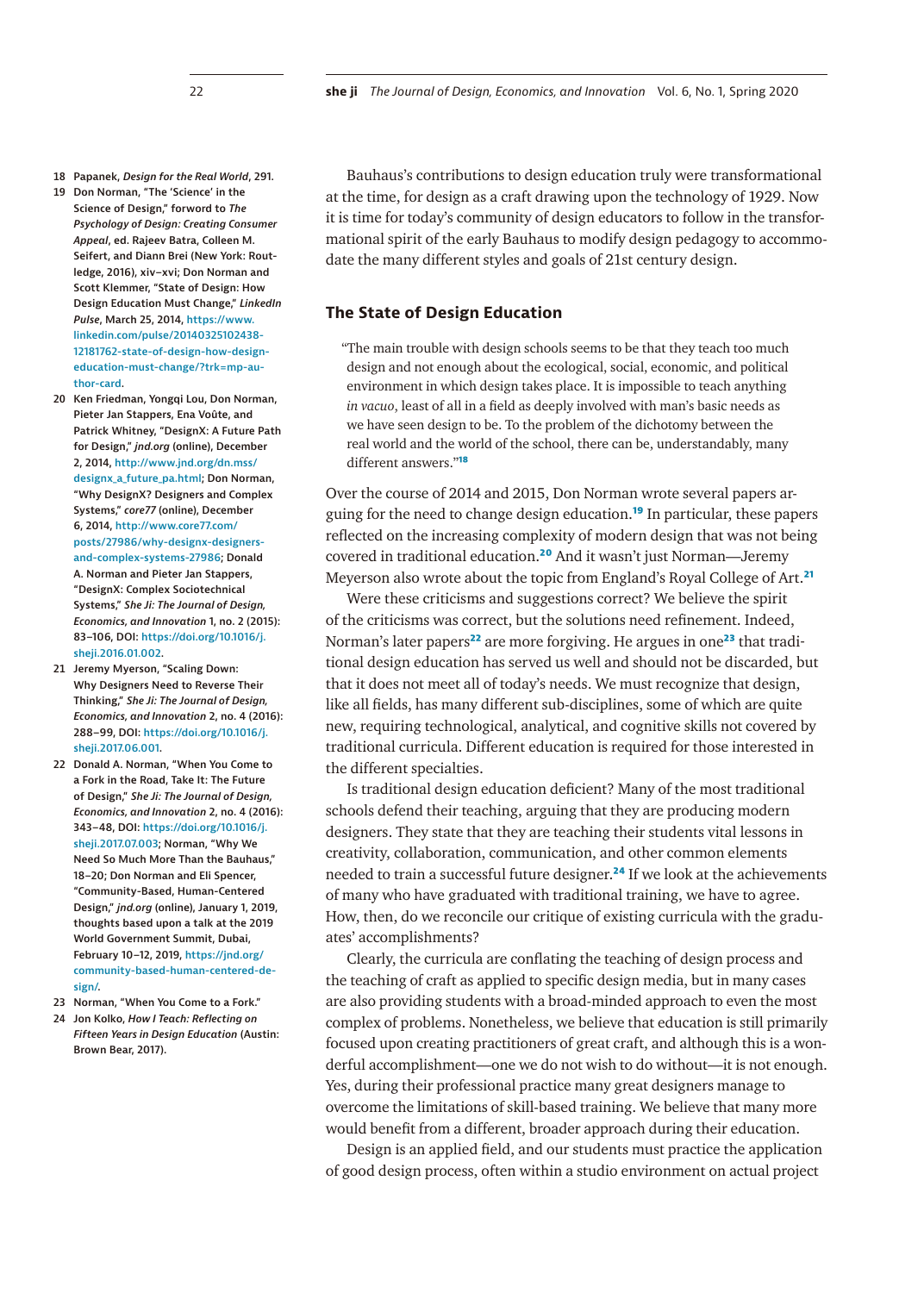Bauhaus's contributions to design education truly were transformational at the time, for design as a craft drawing upon the technology of 1929. Now it is time for today's community of design educators to follow in the transformational spirit of the early Bauhaus to modify design pedagogy to accommodate the many different styles and goals of 21st century design.

## The State of Design Education

> "The main trouble with design schools seems to be that they teach too much design and not enough about the ecological, social, economic, and political environment in which design takes place. It is impossible to teach anything *in vacuo*, least of all in a field as deeply involved with man's basic needs as we have seen design to be. To the problem of the dichotomy between the real world and the world of the school, there can be, understandably, many different answers."[18]

Over the course of 2014 and 2015, Don Norman wrote several papers arguing for the need to change design education.[19] In particular, these papers reflected on the increasing complexity of modern design that was not being covered in traditional education.[20] And it wasn't just Norman—Jeremy Meyerson also wrote about the topic from England's Royal College of Art.[21]

Were these criticisms and suggestions correct? We believe the spirit of the criticisms was correct, but the solutions need refinement. Indeed, Norman's later papers[22] are more forgiving. He argues in one[23] that traditional design education has served us well and should not be discarded, but that it does not meet all of today's needs. We must recognize that design, like all fields, has many different sub-disciplines, some of which are quite new, requiring technological, analytical, and cognitive skills not covered by traditional curricula. Different education is required for those interested in the different specialties.

Is traditional design education deficient? Many of the most traditional schools defend their teaching, arguing that they are producing modern designers. They state that they are teaching their students vital lessons in creativity, collaboration, communication, and other common elements needed to train a successful future designer.[24] If we look at the achievements of many who have graduated with traditional training, we have to agree. How, then, do we reconcile our critique of existing curricula with the graduates' accomplishments?

Clearly, the curricula are conflating the teaching of design process and the teaching of craft as applied to specific design media, but in many cases are also providing students with a broad-minded approach to even the most complex of problems. Nonetheless, we believe that education is still primarily focused upon creating practitioners of great craft, and although this is a wonderful accomplishment—one we do not wish to do without—it is not enough. Yes, during their professional practice many great designers manage to overcome the limitations of skill-based training. We believe that many more would benefit from a different, broader approach during their education.

Design is an applied field, and our students must practice the application of good design process, often within a studio environment on actual project

---

18 Papanek, *Design for the Real World*, 291.

19 Don Norman, "The 'Science' in the Science of Design," forword to *The Psychology of Design: Creating Consumer Appeal*, ed. Rajeev Batra, Colleen M. Seifert, and Diann Brei (New York: Routledge, 2016), xiv–xvi; Don Norman and Scott Klemmer, "State of Design: How Design Education Must Change," *LinkedIn Pulse*, March 25, 2014, https://www.linkedin.com/pulse/20140325102438-12181762-state-of-design-how-design-education-must-change/?trk=mp-author-card.

20 Ken Friedman, Yongqi Lou, Don Norman, Pieter Jan Stappers, Ena Voûte, and Patrick Whitney, "DesignX: A Future Path for Design," *jnd.org* (online), December 2, 2014, http://www.jnd.org/dn.mss/designx_a_future_pa.html; Don Norman, "Why DesignX? Designers and Complex Systems," *core77* (online), December 6, 2014, http://www.core77.com/posts/27986/why-designx-designers-and-complex-systems-27986; Donald A. Norman and Pieter Jan Stappers, "DesignX: Complex Sociotechnical Systems," *She Ji: The Journal of Design, Economics, and Innovation* 1, no. 2 (2015): 83–106, DOI: https://doi.org/10.1016/j.sheji.2016.01.002.

21 Jeremy Myerson, "Scaling Down: Why Designers Need to Reverse Their Thinking," *She Ji: The Journal of Design, Economics, and Innovation* 2, no. 4 (2016): 288–99, DOI: https://doi.org/10.1016/j.sheji.2017.06.001.

22 Donald A. Norman, "When You Come to a Fork in the Road, Take It: The Future of Design," *She Ji: The Journal of Design, Economics, and Innovation* 2, no. 4 (2016): 343–48, DOI: https://doi.org/10.1016/j.sheji.2017.07.003; Norman, "Why We Need So Much More Than the Bauhaus," 18–20; Don Norman and Eli Spencer, "Community-Based, Human-Centered Design," *jnd.org* (online), January 1, 2019, thoughts based upon a talk at the 2019 World Government Summit, Dubai, February 10–12, 2019, https://jnd.org/community-based-human-centered-design/.

23 Norman, "When You Come to a Fork."

24 Jon Kolko, *How I Teach: Reflecting on Fifteen Years in Design Education* (Austin: Brown Bear, 2017).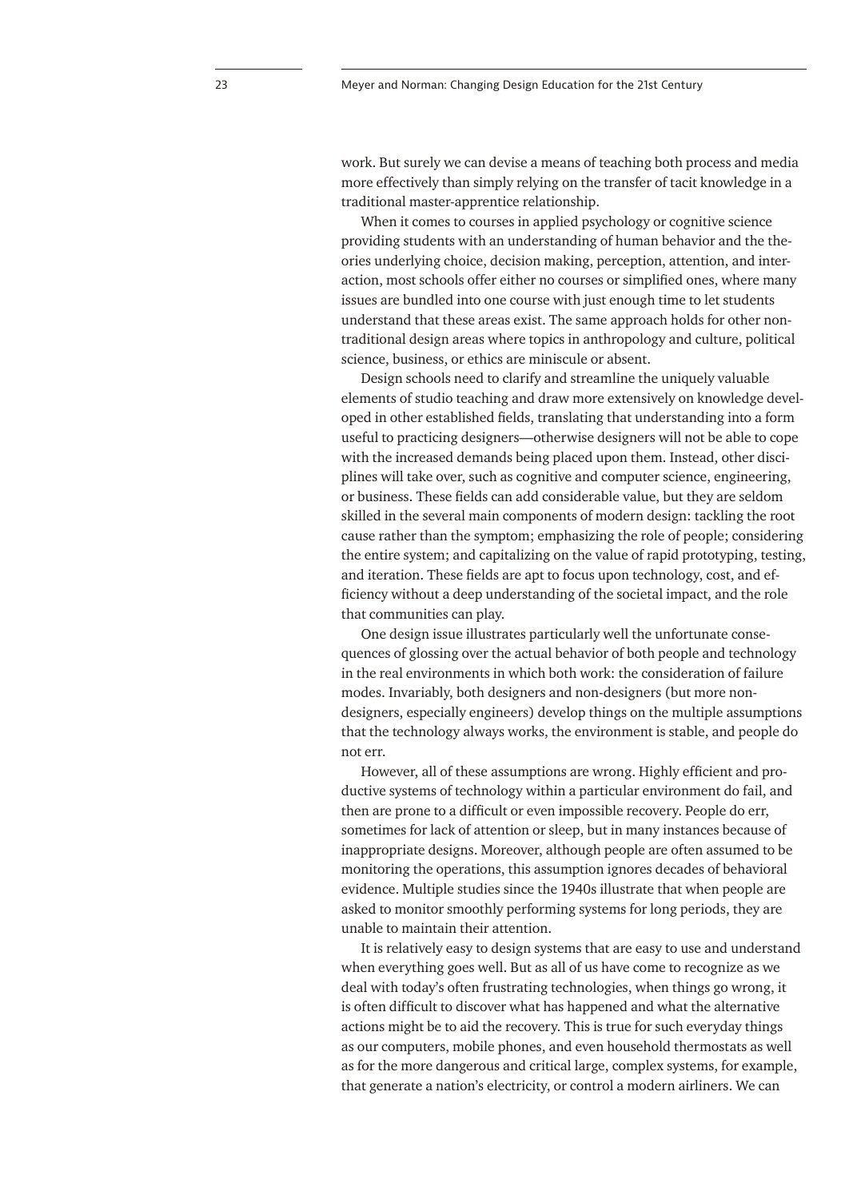work. But surely we can devise a means of teaching both process and media more effectively than simply relying on the transfer of tacit knowledge in a traditional master-apprentice relationship.

When it comes to courses in applied psychology or cognitive science providing students with an understanding of human behavior and the theories underlying choice, decision making, perception, attention, and interaction, most schools offer either no courses or simplified ones, where many issues are bundled into one course with just enough time to let students understand that these areas exist. The same approach holds for other nontraditional design areas where topics in anthropology and culture, political science, business, or ethics are miniscule or absent.

Design schools need to clarify and streamline the uniquely valuable elements of studio teaching and draw more extensively on knowledge developed in other established fields, translating that understanding into a form useful to practicing designers—otherwise designers will not be able to cope with the increased demands being placed upon them. Instead, other disciplines will take over, such as cognitive and computer science, engineering, or business. These fields can add considerable value, but they are seldom skilled in the several main components of modern design: tackling the root cause rather than the symptom; emphasizing the role of people; considering the entire system; and capitalizing on the value of rapid prototyping, testing, and iteration. These fields are apt to focus upon technology, cost, and efficiency without a deep understanding of the societal impact, and the role that communities can play.

One design issue illustrates particularly well the unfortunate consequences of glossing over the actual behavior of both people and technology in the real environments in which both work: the consideration of failure modes. Invariably, both designers and non-designers (but more non-designers, especially engineers) develop things on the multiple assumptions that the technology always works, the environment is stable, and people do not err.

However, all of these assumptions are wrong. Highly efficient and productive systems of technology within a particular environment do fail, and then are prone to a difficult or even impossible recovery. People do err, sometimes for lack of attention or sleep, but in many instances because of inappropriate designs. Moreover, although people are often assumed to be monitoring the operations, this assumption ignores decades of behavioral evidence. Multiple studies since the 1940s illustrate that when people are asked to monitor smoothly performing systems for long periods, they are unable to maintain their attention.

It is relatively easy to design systems that are easy to use and understand when everything goes well. But as all of us have come to recognize as we deal with today's often frustrating technologies, when things go wrong, it is often difficult to discover what has happened and what the alternative actions might be to aid the recovery. This is true for such everyday things as our computers, mobile phones, and even household thermostats as well as for the more dangerous and critical large, complex systems, for example, that generate a nation's electricity, or control a modern airliners. We can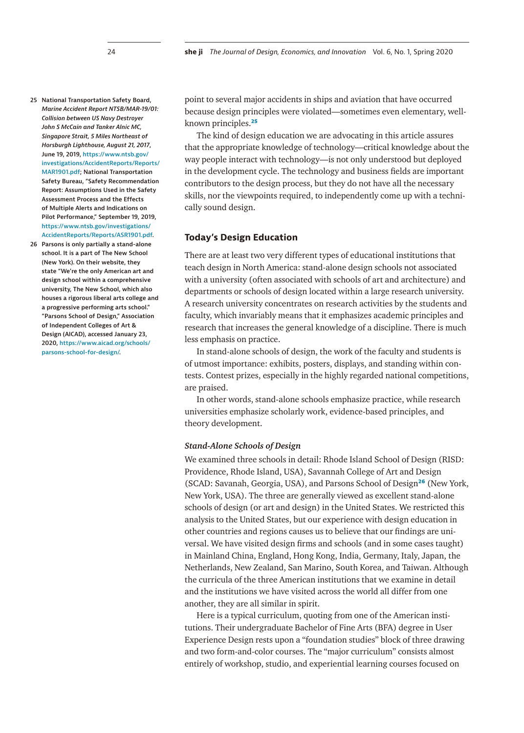point to several major accidents in ships and aviation that have occurred because design principles were violated—sometimes even elementary, well-known principles.[25]

The kind of design education we are advocating in this article assures that the appropriate knowledge of technology—critical knowledge about the way people interact with technology—is not only understood but deployed in the development cycle. The technology and business fields are important contributors to the design process, but they do not have all the necessary skills, nor the viewpoints required, to independently come up with a technically sound design.

## Today's Design Education

There are at least two very different types of educational institutions that teach design in North America: stand-alone design schools not associated with a university (often associated with schools of art and architecture) and departments or schools of design located within a large research university. A research university concentrates on research activities by the students and faculty, which invariably means that it emphasizes academic principles and research that increases the general knowledge of a discipline. There is much less emphasis on practice.

In stand-alone schools of design, the work of the faculty and students is of utmost importance: exhibits, posters, displays, and standing within contests. Contest prizes, especially in the highly regarded national competitions, are praised.

In other words, stand-alone schools emphasize practice, while research universities emphasize scholarly work, evidence-based principles, and theory development.

### *Stand-Alone Schools of Design*

We examined three schools in detail: Rhode Island School of Design (RISD: Providence, Rhode Island, USA), Savannah College of Art and Design (SCAD: Savannah, Georgia, USA), and Parsons School of Design[26] (New York, New York, USA). The three are generally viewed as excellent stand-alone schools of design (or art and design) in the United States. We restricted this analysis to the United States, but our experience with design education in other countries and regions causes us to believe that our findings are universal. We have visited design firms and schools (and in some cases taught) in Mainland China, England, Hong Kong, India, Germany, Italy, Japan, the Netherlands, New Zealand, San Marino, South Korea, and Taiwan. Although the curricula of the three American institutions that we examine in detail and the institutions we have visited across the world all differ from one another, they are all similar in spirit.

Here is a typical curriculum, quoting from one of the American institutions. Their undergraduate Bachelor of Fine Arts (BFA) degree in User Experience Design rests upon a "foundation studies" block of three drawing and two form-and-color courses. The "major curriculum" consists almost entirely of workshop, studio, and experiential learning courses focused on

---

25 National Transportation Safety Board, *Marine Accident Report NTSB/MAR-19/01: Collision between US Navy Destroyer John S McCain and Tanker Alnic MC, Singapore Strait, 5 Miles Northeast of Horsburgh Lighthouse, August 21, 2017*, June 19, 2019, https://www.ntsb.gov/investigations/AccidentReports/Reports/MAR1901.pdf; National Transportation Safety Bureau, "Safety Recommendation Report: Assumptions Used in the Safety Assessment Process and the Effects of Multiple Alerts and Indications on Pilot Performance," September 19, 2019, https://www.ntsb.gov/investigations/AccidentReports/Reports/ASR1901.pdf.

26 Parsons is only partially a stand-alone school. It is a part of The New School (New York). On their website, they state "We're the only American art and design school within a comprehensive university, The New School, which also houses a rigorous liberal arts college and a progressive performing arts school." "Parsons School of Design," Association of Independent Colleges of Art & Design (AICAD), accessed January 23, 2020, https://www.aicad.org/schools/parsons-school-for-design/.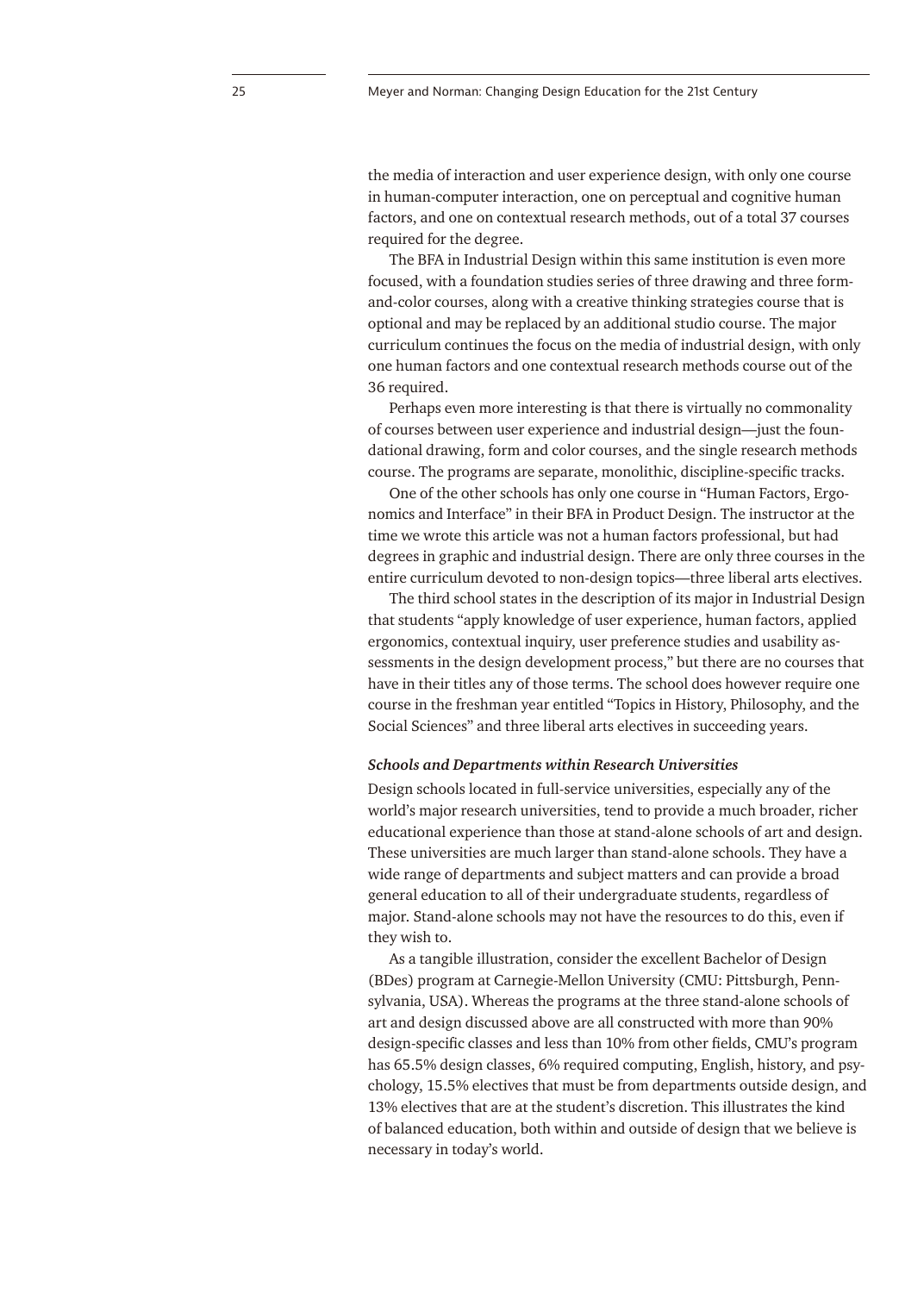the media of interaction and user experience design, with only one course in human-computer interaction, one on perceptual and cognitive human factors, and one on contextual research methods, out of a total 37 courses required for the degree.

The BFA in Industrial Design within this same institution is even more focused, with a foundation studies series of three drawing and three form-and-color courses, along with a creative thinking strategies course that is optional and may be replaced by an additional studio course. The major curriculum continues the focus on the media of industrial design, with only one human factors and one contextual research methods course out of the 36 required.

Perhaps even more interesting is that there is virtually no commonality of courses between user experience and industrial design—just the foundational drawing, form and color courses, and the single research methods course. The programs are separate, monolithic, discipline-specific tracks.

One of the other schools has only one course in "Human Factors, Ergonomics and Interface" in their BFA in Product Design. The instructor at the time we wrote this article was not a human factors professional, but had degrees in graphic and industrial design. There are only three courses in the entire curriculum devoted to non-design topics—three liberal arts electives.

The third school states in the description of its major in Industrial Design that students "apply knowledge of user experience, human factors, applied ergonomics, contextual inquiry, user preference studies and usability assessments in the design development process," but there are no courses that have in their titles any of those terms. The school does however require one course in the freshman year entitled "Topics in History, Philosophy, and the Social Sciences" and three liberal arts electives in succeeding years.

### *Schools and Departments within Research Universities*

Design schools located in full-service universities, especially any of the world's major research universities, tend to provide a much broader, richer educational experience than those at stand-alone schools of art and design. These universities are much larger than stand-alone schools. They have a wide range of departments and subject matters and can provide a broad general education to all of their undergraduate students, regardless of major. Stand-alone schools may not have the resources to do this, even if they wish to.

As a tangible illustration, consider the excellent Bachelor of Design (BDes) program at Carnegie-Mellon University (CMU: Pittsburgh, Pennsylvania, USA). Whereas the programs at the three stand-alone schools of art and design discussed above are all constructed with more than 90% design-specific classes and less than 10% from other fields, CMU's program has 65.5% design classes, 6% required computing, English, history, and psychology, 15.5% electives that must be from departments outside design, and 13% electives that are at the student's discretion. This illustrates the kind of balanced education, both within and outside of design that we believe is necessary in today's world.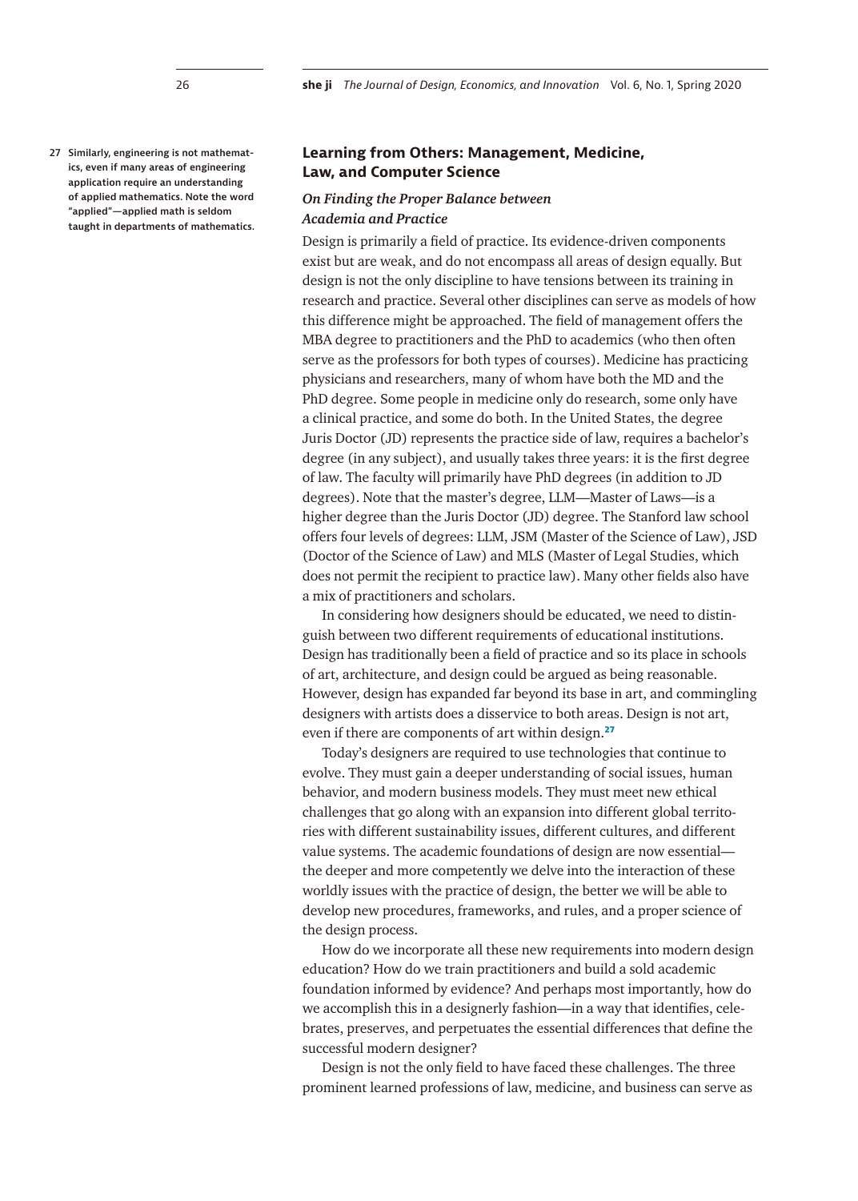## Learning from Others: Management, Medicine, Law, and Computer Science

### *On Finding the Proper Balance between Academia and Practice*

Design is primarily a field of practice. Its evidence-driven components exist but are weak, and do not encompass all areas of design equally. But design is not the only discipline to have tensions between its training in research and practice. Several other disciplines can serve as models of how this difference might be approached. The field of management offers the MBA degree to practitioners and the PhD to academics (who then often serve as the professors for both types of courses). Medicine has practicing physicians and researchers, many of whom have both the MD and the PhD degree. Some people in medicine only do research, some only have a clinical practice, and some do both. In the United States, the degree Juris Doctor (JD) represents the practice side of law, requires a bachelor's degree (in any subject), and usually takes three years: it is the first degree of law. The faculty will primarily have PhD degrees (in addition to JD degrees). Note that the master's degree, LLM—Master of Laws—is a higher degree than the Juris Doctor (JD) degree. The Stanford law school offers four levels of degrees: LLM, JSM (Master of the Science of Law), JSD (Doctor of the Science of Law) and MLS (Master of Legal Studies, which does not permit the recipient to practice law). Many other fields also have a mix of practitioners and scholars.

In considering how designers should be educated, we need to distinguish between two different requirements of educational institutions. Design has traditionally been a field of practice and so its place in schools of art, architecture, and design could be argued as being reasonable. However, design has expanded far beyond its base in art, and commingling designers with artists does a disservice to both areas. Design is not art, even if there are components of art within design.[27]

Today's designers are required to use technologies that continue to evolve. They must gain a deeper understanding of social issues, human behavior, and modern business models. They must meet new ethical challenges that go along with an expansion into different global territories with different sustainability issues, different cultures, and different value systems. The academic foundations of design are now essential—the deeper and more competently we delve into the interaction of these worldly issues with the practice of design, the better we will be able to develop new procedures, frameworks, and rules, and a proper science of the design process.

How do we incorporate all these new requirements into modern design education? How do we train practitioners and build a sold academic foundation informed by evidence? And perhaps most importantly, how do we accomplish this in a designerly fashion—in a way that identifies, celebrates, preserves, and perpetuates the essential differences that define the successful modern designer?

Design is not the only field to have faced these challenges. The three prominent learned professions of law, medicine, and business can serve as

[27] Similarly, engineering is not mathematics, even if many areas of engineering application require an understanding of applied mathematics. Note the word "applied"—applied math is seldom taught in departments of mathematics.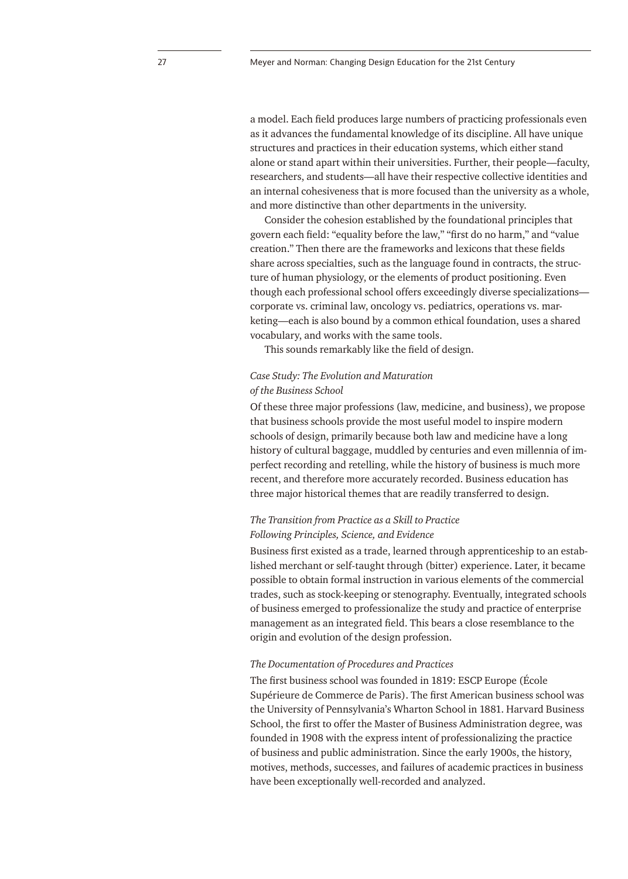a model. Each field produces large numbers of practicing professionals even as it advances the fundamental knowledge of its discipline. All have unique structures and practices in their education systems, which either stand alone or stand apart within their universities. Further, their people—faculty, researchers, and students—all have their respective collective identities and an internal cohesiveness that is more focused than the university as a whole, and more distinctive than other departments in the university.

Consider the cohesion established by the foundational principles that govern each field: "equality before the law," "first do no harm," and "value creation." Then there are the frameworks and lexicons that these fields share across specialties, such as the language found in contracts, the structure of human physiology, or the elements of product positioning. Even though each professional school offers exceedingly diverse specializations—corporate vs. criminal law, oncology vs. pediatrics, operations vs. marketing—each is also bound by a common ethical foundation, uses a shared vocabulary, and works with the same tools.

This sounds remarkably like the field of design.

### *Case Study: The Evolution and Maturation of the Business School*

Of these three major professions (law, medicine, and business), we propose that business schools provide the most useful model to inspire modern schools of design, primarily because both law and medicine have a long history of cultural baggage, muddled by centuries and even millennia of imperfect recording and retelling, while the history of business is much more recent, and therefore more accurately recorded. Business education has three major historical themes that are readily transferred to design.

#### *The Transition from Practice as a Skill to Practice Following Principles, Science, and Evidence*

Business first existed as a trade, learned through apprenticeship to an established merchant or self-taught through (bitter) experience. Later, it became possible to obtain formal instruction in various elements of the commercial trades, such as stock-keeping or stenography. Eventually, integrated schools of business emerged to professionalize the study and practice of enterprise management as an integrated field. This bears a close resemblance to the origin and evolution of the design profession.

#### *The Documentation of Procedures and Practices*

The first business school was founded in 1819: ESCP Europe (École Supérieure de Commerce de Paris). The first American business school was the University of Pennsylvania's Wharton School in 1881. Harvard Business School, the first to offer the Master of Business Administration degree, was founded in 1908 with the express intent of professionalizing the practice of business and public administration. Since the early 1900s, the history, motives, methods, successes, and failures of academic practices in business have been exceptionally well-recorded and analyzed.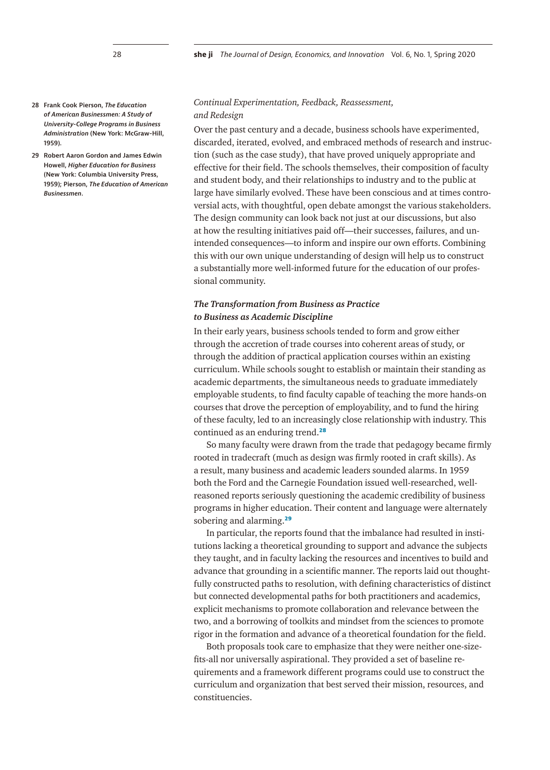### *Continual Experimentation, Feedback, Reassessment, and Redesign*

Over the past century and a decade, business schools have experimented, discarded, iterated, evolved, and embraced methods of research and instruction (such as the case study), that have proved uniquely appropriate and effective for their field. The schools themselves, their composition of faculty and student body, and their relationships to industry and to the public at large have similarly evolved. These have been conscious and at times controversial acts, with thoughtful, open debate amongst the various stakeholders. The design community can look back not just at our discussions, but also at how the resulting initiatives paid off—their successes, failures, and unintended consequences—to inform and inspire our own efforts. Combining this with our own unique understanding of design will help us to construct a substantially more well-informed future for the education of our professional community.

### ***The Transformation from Business as Practice to Business as Academic Discipline***

In their early years, business schools tended to form and grow either through the accretion of trade courses into coherent areas of study, or through the addition of practical application courses within an existing curriculum. While schools sought to establish or maintain their standing as academic departments, the simultaneous needs to graduate immediately employable students, to find faculty capable of teaching the more hands-on courses that drove the perception of employability, and to fund the hiring of these faculty, led to an increasingly close relationship with industry. This continued as an enduring trend.[28]

So many faculty were drawn from the trade that pedagogy became firmly rooted in tradecraft (much as design was firmly rooted in craft skills). As a result, many business and academic leaders sounded alarms. In 1959 both the Ford and the Carnegie Foundation issued well-researched, well-reasoned reports seriously questioning the academic credibility of business programs in higher education. Their content and language were alternately sobering and alarming.[29]

In particular, the reports found that the imbalance had resulted in institutions lacking a theoretical grounding to support and advance the subjects they taught, and in faculty lacking the resources and incentives to build and advance that grounding in a scientific manner. The reports laid out thoughtfully constructed paths to resolution, with defining characteristics of distinct but connected developmental paths for both practitioners and academics, explicit mechanisms to promote collaboration and relevance between the two, and a borrowing of toolkits and mindset from the sciences to promote rigor in the formation and advance of a theoretical foundation for the field.

Both proposals took care to emphasize that they were neither one-size-fits-all nor universally aspirational. They provided a set of baseline requirements and a framework different programs could use to construct the curriculum and organization that best served their mission, resources, and constituencies.

---

28 Frank Cook Pierson, *The Education of American Businessmen: A Study of University-College Programs in Business Administration* (New York: McGraw-Hill, 1959).

29 Robert Aaron Gordon and James Edwin Howell, *Higher Education for Business* (New York: Columbia University Press, 1959); Pierson, *The Education of American Businessmen*.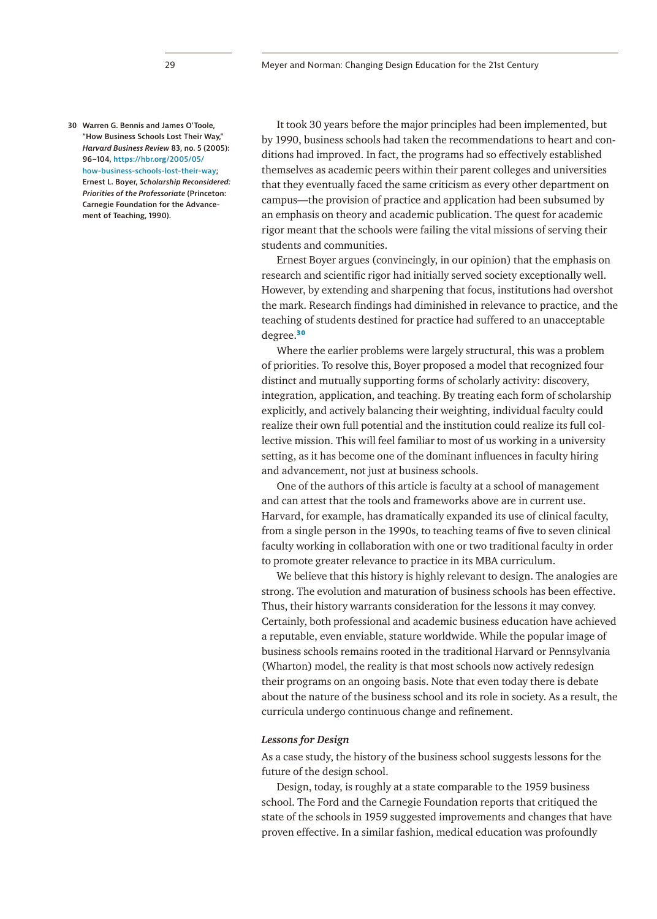It took 30 years before the major principles had been implemented, but by 1990, business schools had taken the recommendations to heart and conditions had improved. In fact, the programs had so effectively established themselves as academic peers within their parent colleges and universities that they eventually faced the same criticism as every other department on campus—the provision of practice and application had been subsumed by an emphasis on theory and academic publication. The quest for academic rigor meant that the schools were failing the vital missions of serving their students and communities.

Ernest Boyer argues (convincingly, in our opinion) that the emphasis on research and scientific rigor had initially served society exceptionally well. However, by extending and sharpening that focus, institutions had overshot the mark. Research findings had diminished in relevance to practice, and the teaching of students destined for practice had suffered to an unacceptable degree.[30]

Where the earlier problems were largely structural, this was a problem of priorities. To resolve this, Boyer proposed a model that recognized four distinct and mutually supporting forms of scholarly activity: discovery, integration, application, and teaching. By treating each form of scholarship explicitly, and actively balancing their weighting, individual faculty could realize their own full potential and the institution could realize its full collective mission. This will feel familiar to most of us working in a university setting, as it has become one of the dominant influences in faculty hiring and advancement, not just at business schools.

One of the authors of this article is faculty at a school of management and can attest that the tools and frameworks above are in current use. Harvard, for example, has dramatically expanded its use of clinical faculty, from a single person in the 1990s, to teaching teams of five to seven clinical faculty working in collaboration with one or two traditional faculty in order to promote greater relevance to practice in its MBA curriculum.

We believe that this history is highly relevant to design. The analogies are strong. The evolution and maturation of business schools has been effective. Thus, their history warrants consideration for the lessons it may convey. Certainly, both professional and academic business education have achieved a reputable, even enviable, stature worldwide. While the popular image of business schools remains rooted in the traditional Harvard or Pennsylvania (Wharton) model, the reality is that most schools now actively redesign their programs on an ongoing basis. Note that even today there is debate about the nature of the business school and its role in society. As a result, the curricula undergo continuous change and refinement.

### *Lessons for Design*

As a case study, the history of the business school suggests lessons for the future of the design school.

Design, today, is roughly at a state comparable to the 1959 business school. The Ford and the Carnegie Foundation reports that critiqued the state of the schools in 1959 suggested improvements and changes that have proven effective. In a similar fashion, medical education was profoundly

---

30 Warren G. Bennis and James O'Toole, "How Business Schools Lost Their Way," *Harvard Business Review* 83, no. 5 (2005): 96–104, https://hbr.org/2005/05/how-business-schools-lost-their-way; Ernest L. Boyer, *Scholarship Reconsidered: Priorities of the Professoriate* (Princeton: Carnegie Foundation for the Advancement of Teaching, 1990).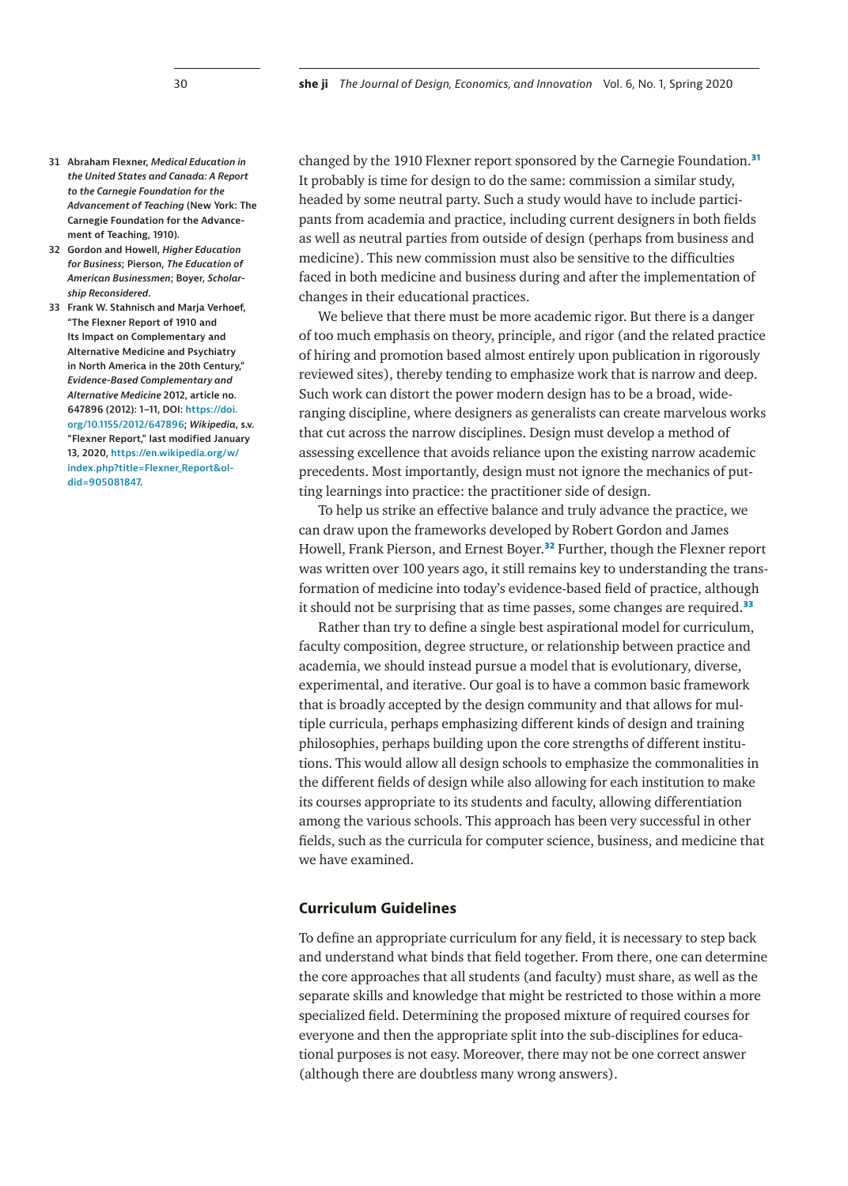changed by the 1910 Flexner report sponsored by the Carnegie Foundation.[31] It probably is time for design to do the same: commission a similar study, headed by some neutral party. Such a study would have to include participants from academia and practice, including current designers in both fields as well as neutral parties from outside of design (perhaps from business and medicine). This new commission must also be sensitive to the difficulties faced in both medicine and business during and after the implementation of changes in their educational practices.

We believe that there must be more academic rigor. But there is a danger of too much emphasis on theory, principle, and rigor (and the related practice of hiring and promotion based almost entirely upon publication in rigorously reviewed sites), thereby tending to emphasize work that is narrow and deep. Such work can distort the power modern design has to be a broad, wide-ranging discipline, where designers as generalists can create marvelous works that cut across the narrow disciplines. Design must develop a method of assessing excellence that avoids reliance upon the existing narrow academic precedents. Most importantly, design must not ignore the mechanics of putting learnings into practice: the practitioner side of design.

To help us strike an effective balance and truly advance the practice, we can draw upon the frameworks developed by Robert Gordon and James Howell, Frank Pierson, and Ernest Boyer.[32] Further, though the Flexner report was written over 100 years ago, it still remains key to understanding the transformation of medicine into today's evidence-based field of practice, although it should not be surprising that as time passes, some changes are required.[33]

Rather than try to define a single best aspirational model for curriculum, faculty composition, degree structure, or relationship between practice and academia, we should instead pursue a model that is evolutionary, diverse, experimental, and iterative. Our goal is to have a common basic framework that is broadly accepted by the design community and that allows for multiple curricula, perhaps emphasizing different kinds of design and training philosophies, perhaps building upon the core strengths of different institutions. This would allow all design schools to emphasize the commonalities in the different fields of design while also allowing for each institution to make its courses appropriate to its students and faculty, allowing differentiation among the various schools. This approach has been very successful in other fields, such as the curricula for computer science, business, and medicine that we have examined.

## Curriculum Guidelines

To define an appropriate curriculum for any field, it is necessary to step back and understand what binds that field together. From there, one can determine the core approaches that all students (and faculty) must share, as well as the separate skills and knowledge that might be restricted to those within a more specialized field. Determining the proposed mixture of required courses for everyone and then the appropriate split into the sub-disciplines for educational purposes is not easy. Moreover, there may not be one correct answer (although there are doubtless many wrong answers).

---

31 Abraham Flexner, *Medical Education in the United States and Canada: A Report to the Carnegie Foundation for the Advancement of Teaching* (New York: The Carnegie Foundation for the Advancement of Teaching, 1910).

32 Gordon and Howell, *Higher Education for Business*; Pierson, *The Education of American Businessmen*; Boyer, *Scholarship Reconsidered*.

33 Frank W. Stahnisch and Marja Verhoef, "The Flexner Report of 1910 and Its Impact on Complementary and Alternative Medicine and Psychiatry in North America in the 20th Century," *Evidence-Based Complementary and Alternative Medicine* 2012, article no. 647896 (2012): 1–11, DOI: https://doi.org/10.1155/2012/647896; *Wikipedia*, s.v. "Flexner Report," last modified January 13, 2020, https://en.wikipedia.org/w/index.php?title=Flexner_Report&oldid=905081847.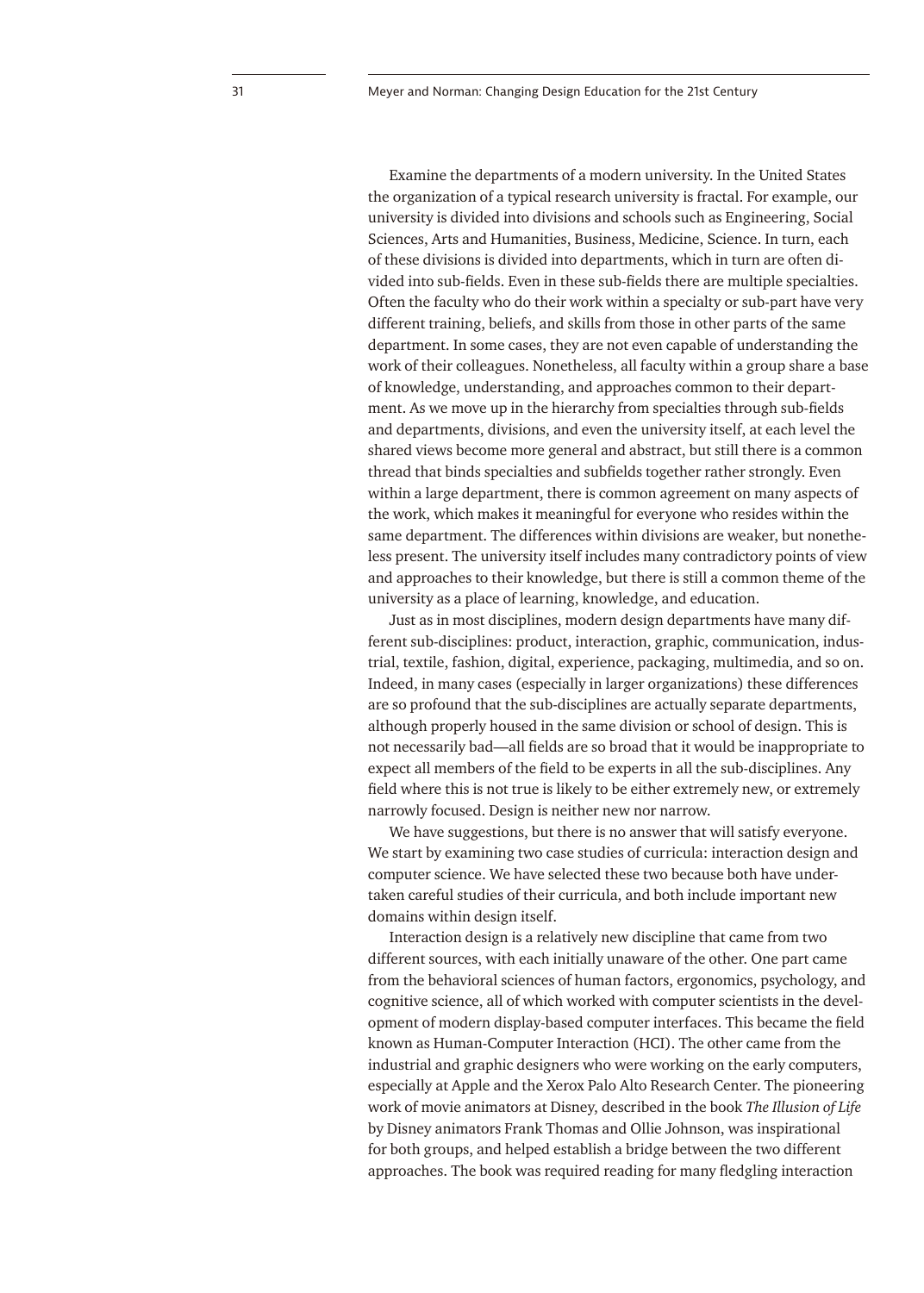Examine the departments of a modern university. In the United States the organization of a typical research university is fractal. For example, our university is divided into divisions and schools such as Engineering, Social Sciences, Arts and Humanities, Business, Medicine, Science. In turn, each of these divisions is divided into departments, which in turn are often divided into sub-fields. Even in these sub-fields there are multiple specialties. Often the faculty who do their work within a specialty or sub-part have very different training, beliefs, and skills from those in other parts of the same department. In some cases, they are not even capable of understanding the work of their colleagues. Nonetheless, all faculty within a group share a base of knowledge, understanding, and approaches common to their department. As we move up in the hierarchy from specialties through sub-fields and departments, divisions, and even the university itself, at each level the shared views become more general and abstract, but still there is a common thread that binds specialties and subfields together rather strongly. Even within a large department, there is common agreement on many aspects of the work, which makes it meaningful for everyone who resides within the same department. The differences within divisions are weaker, but nonetheless present. The university itself includes many contradictory points of view and approaches to their knowledge, but there is still a common theme of the university as a place of learning, knowledge, and education.

Just as in most disciplines, modern design departments have many different sub-disciplines: product, interaction, graphic, communication, industrial, textile, fashion, digital, experience, packaging, multimedia, and so on. Indeed, in many cases (especially in larger organizations) these differences are so profound that the sub-disciplines are actually separate departments, although properly housed in the same division or school of design. This is not necessarily bad—all fields are so broad that it would be inappropriate to expect all members of the field to be experts in all the sub-disciplines. Any field where this is not true is likely to be either extremely new, or extremely narrowly focused. Design is neither new nor narrow.

We have suggestions, but there is no answer that will satisfy everyone. We start by examining two case studies of curricula: interaction design and computer science. We have selected these two because both have undertaken careful studies of their curricula, and both include important new domains within design itself.

Interaction design is a relatively new discipline that came from two different sources, with each initially unaware of the other. One part came from the behavioral sciences of human factors, ergonomics, psychology, and cognitive science, all of which worked with computer scientists in the development of modern display-based computer interfaces. This became the field known as Human-Computer Interaction (HCI). The other came from the industrial and graphic designers who were working on the early computers, especially at Apple and the Xerox Palo Alto Research Center. The pioneering work of movie animators at Disney, described in the book *The Illusion of Life* by Disney animators Frank Thomas and Ollie Johnson, was inspirational for both groups, and helped establish a bridge between the two different approaches. The book was required reading for many fledgling interaction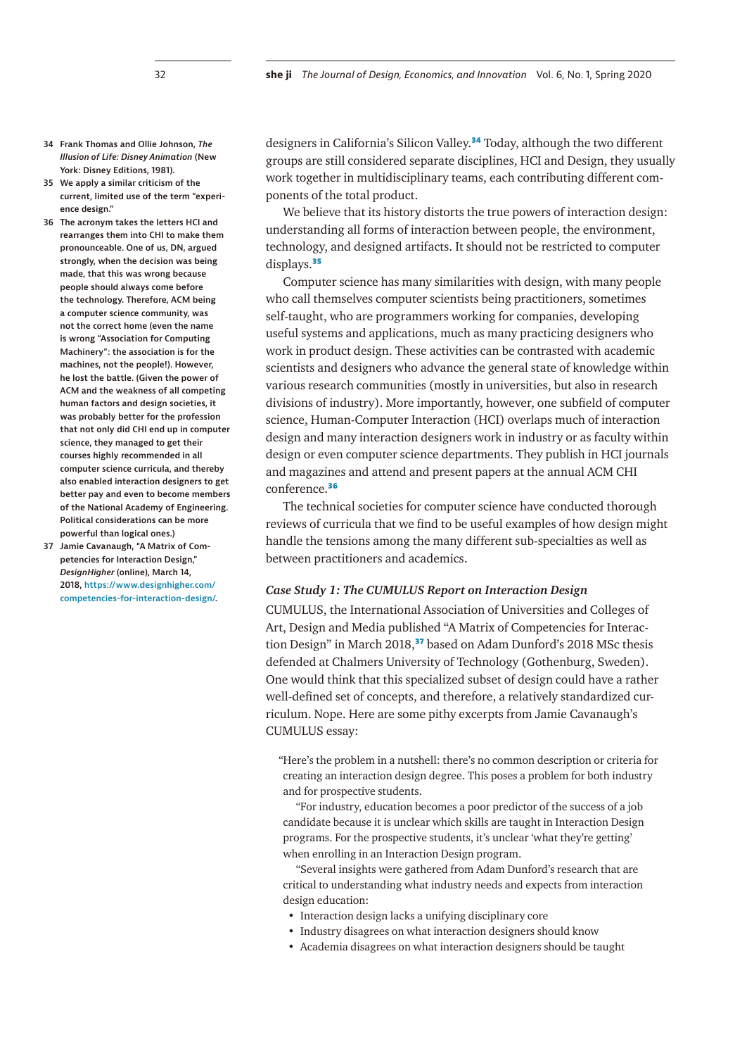designers in California's Silicon Valley.[34] Today, although the two different groups are still considered separate disciplines, HCI and Design, they usually work together in multidisciplinary teams, each contributing different components of the total product.

We believe that its history distorts the true powers of interaction design: understanding all forms of interaction between people, the environment, technology, and designed artifacts. It should not be restricted to computer displays.[35]

Computer science has many similarities with design, with many people who call themselves computer scientists being practitioners, sometimes self-taught, who are programmers working for companies, developing useful systems and applications, much as many practicing designers who work in product design. These activities can be contrasted with academic scientists and designers who advance the general state of knowledge within various research communities (mostly in universities, but also in research divisions of industry). More importantly, however, one subfield of computer science, Human-Computer Interaction (HCI) overlaps much of interaction design and many interaction designers work in industry or as faculty within design or even computer science departments. They publish in HCI journals and magazines and attend and present papers at the annual ACM CHI conference.[36]

The technical societies for computer science have conducted thorough reviews of curricula that we find to be useful examples of how design might handle the tensions among the many different sub-specialties as well as between practitioners and academics.

### *Case Study 1: The CUMULUS Report on Interaction Design*

CUMULUS, the International Association of Universities and Colleges of Art, Design and Media published "A Matrix of Competencies for Interaction Design" in March 2018,[37] based on Adam Dunford's 2018 MSc thesis defended at Chalmers University of Technology (Gothenburg, Sweden). One would think that this specialized subset of design could have a rather well-defined set of concepts, and therefore, a relatively standardized curriculum. Nope. Here are some pithy excerpts from Jamie Cavanaugh's CUMULUS essay:

> "Here's the problem in a nutshell: there's no common description or criteria for creating an interaction design degree. This poses a problem for both industry and for prospective students.
>
> "For industry, education becomes a poor predictor of the success of a job candidate because it is unclear which skills are taught in Interaction Design programs. For the prospective students, it's unclear 'what they're getting' when enrolling in an Interaction Design program.
>
> "Several insights were gathered from Adam Dunford's research that are critical to understanding what industry needs and expects from interaction design education:
>
> - Interaction design lacks a unifying disciplinary core
> - Industry disagrees on what interaction designers should know
> - Academia disagrees on what interaction designers should be taught

---

34 Frank Thomas and Ollie Johnson, *The Illusion of Life: Disney Animation* (New York: Disney Editions, 1981).

35 We apply a similar criticism of the current, limited use of the term "experience design."

36 The acronym takes the letters HCI and rearranges them into CHI to make them pronounceable. One of us, DN, argued strongly, when the decision was being made, that this was wrong because people should always come before the technology. Therefore, ACM being a computer science community, was not the correct home (even the name is wrong "Association for Computing Machinery": the association is for the machines, not the people!). However, he lost the battle. (Given the power of ACM and the weakness of all competing human factors and design societies, it was probably better for the profession that not only did CHI end up in computer science, they managed to get their courses highly recommended in all computer science curricula, and thereby also enabled interaction designers to get better pay and even to become members of the National Academy of Engineering. Political considerations can be more powerful than logical ones.)

37 Jamie Cavanaugh, "A Matrix of Competencies for Interaction Design," *DesignHigher* (online), March 14, 2018, https://www.designhigher.com/competencies-for-interaction-design/.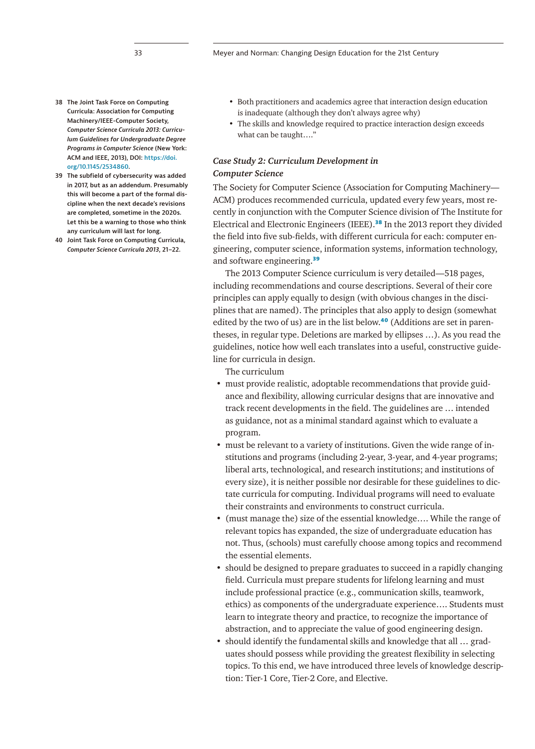- Both practitioners and academics agree that interaction design education is inadequate (although they don't always agree why)
- The skills and knowledge required to practice interaction design exceeds what can be taught…."

### *Case Study 2: Curriculum Development in Computer Science*

The Society for Computer Science (Association for Computing Machinery—ACM) produces recommended curricula, updated every few years, most recently in conjunction with the Computer Science division of The Institute for Electrical and Electronic Engineers (IEEE).[38] In the 2013 report they divided the field into five sub-fields, with different curricula for each: computer engineering, computer science, information systems, information technology, and software engineering.[39]

The 2013 Computer Science curriculum is very detailed—518 pages, including recommendations and course descriptions. Several of their core principles can apply equally to design (with obvious changes in the disciplines that are named). The principles that also apply to design (somewhat edited by the two of us) are in the list below.[40] (Additions are set in parentheses, in regular type. Deletions are marked by ellipses …). As you read the guidelines, notice how well each translates into a useful, constructive guideline for curricula in design.

The curriculum

- must provide realistic, adoptable recommendations that provide guidance and flexibility, allowing curricular designs that are innovative and track recent developments in the field. The guidelines are … intended as guidance, not as a minimal standard against which to evaluate a program.
- must be relevant to a variety of institutions. Given the wide range of institutions and programs (including 2-year, 3-year, and 4-year programs; liberal arts, technological, and research institutions; and institutions of every size), it is neither possible nor desirable for these guidelines to dictate curricula for computing. Individual programs will need to evaluate their constraints and environments to construct curricula.
- (must manage the) size of the essential knowledge…. While the range of relevant topics has expanded, the size of undergraduate education has not. Thus, (schools) must carefully choose among topics and recommend the essential elements.
- should be designed to prepare graduates to succeed in a rapidly changing field. Curricula must prepare students for lifelong learning and must include professional practice (e.g., communication skills, teamwork, ethics) as components of the undergraduate experience…. Students must learn to integrate theory and practice, to recognize the importance of abstraction, and to appreciate the value of good engineering design.
- should identify the fundamental skills and knowledge that all … graduates should possess while providing the greatest flexibility in selecting topics. To this end, we have introduced three levels of knowledge description: Tier-1 Core, Tier-2 Core, and Elective.

38 The Joint Task Force on Computing Curricula: Association for Computing Machinery/IEEE-Computer Society, *Computer Science Curricula 2013: Curriculum Guidelines for Undergraduate Degree Programs in Computer Science* (New York: ACM and IEEE, 2013), DOI: https://doi.org/10.1145/2534860.

39 The subfield of cybersecurity was added in 2017, but as an addendum. Presumably this will become a part of the formal discipline when the next decade's revisions are completed, sometime in the 2020s. Let this be a warning to those who think any curriculum will last for long.

40 Joint Task Force on Computing Curricula, *Computer Science Curricula 2013*, 21–22.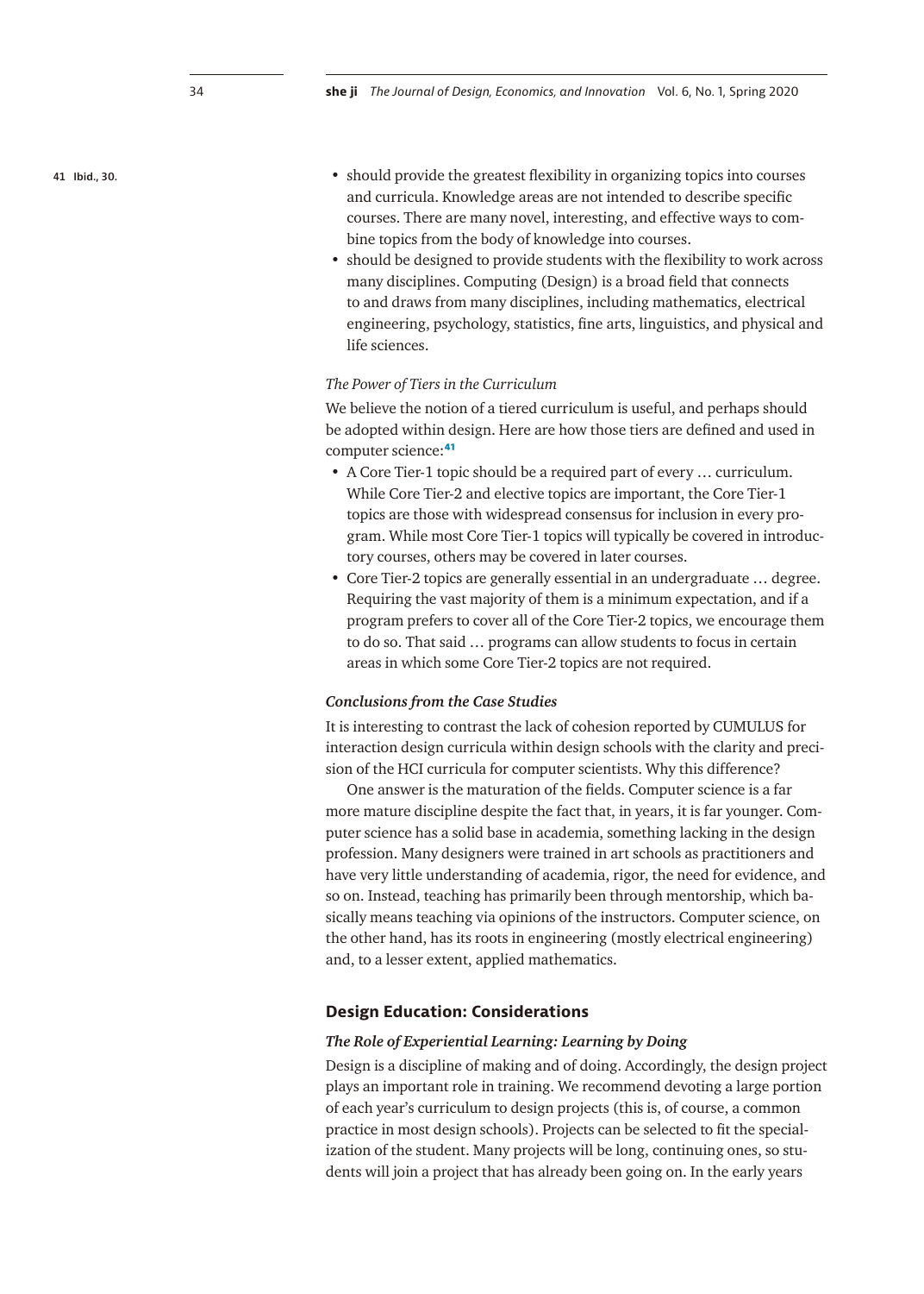- should provide the greatest flexibility in organizing topics into courses and curricula. Knowledge areas are not intended to describe specific courses. There are many novel, interesting, and effective ways to combine topics from the body of knowledge into courses.
- should be designed to provide students with the flexibility to work across many disciplines. Computing (Design) is a broad field that connects to and draws from many disciplines, including mathematics, electrical engineering, psychology, statistics, fine arts, linguistics, and physical and life sciences.

*The Power of Tiers in the Curriculum*

We believe the notion of a tiered curriculum is useful, and perhaps should be adopted within design. Here are how those tiers are defined and used in computer science:[41]

- A Core Tier-1 topic should be a required part of every … curriculum. While Core Tier-2 and elective topics are important, the Core Tier-1 topics are those with widespread consensus for inclusion in every program. While most Core Tier-1 topics will typically be covered in introductory courses, others may be covered in later courses.
- Core Tier-2 topics are generally essential in an undergraduate … degree. Requiring the vast majority of them is a minimum expectation, and if a program prefers to cover all of the Core Tier-2 topics, we encourage them to do so. That said … programs can allow students to focus in certain areas in which some Core Tier-2 topics are not required.

41 Ibid., 30.

### *Conclusions from the Case Studies*

It is interesting to contrast the lack of cohesion reported by CUMULUS for interaction design curricula within design schools with the clarity and precision of the HCI curricula for computer scientists. Why this difference?

One answer is the maturation of the fields. Computer science is a far more mature discipline despite the fact that, in years, it is far younger. Computer science has a solid base in academia, something lacking in the design profession. Many designers were trained in art schools as practitioners and have very little understanding of academia, rigor, the need for evidence, and so on. Instead, teaching has primarily been through mentorship, which basically means teaching via opinions of the instructors. Computer science, on the other hand, has its roots in engineering (mostly electrical engineering) and, to a lesser extent, applied mathematics.

## Design Education: Considerations

### *The Role of Experiential Learning: Learning by Doing*

Design is a discipline of making and of doing. Accordingly, the design project plays an important role in training. We recommend devoting a large portion of each year's curriculum to design projects (this is, of course, a common practice in most design schools). Projects can be selected to fit the specialization of the student. Many projects will be long, continuing ones, so students will join a project that has already been going on. In the early years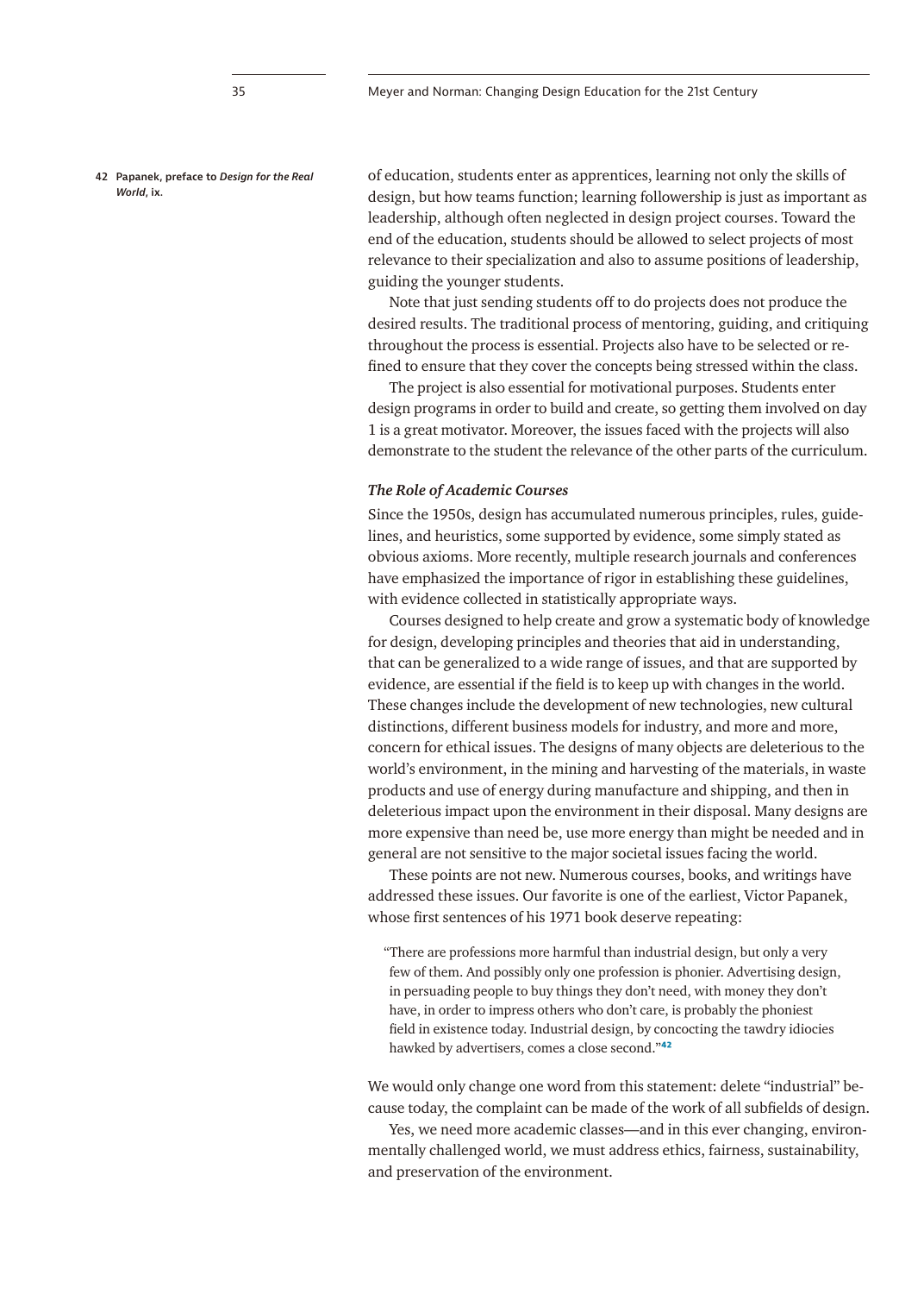of education, students enter as apprentices, learning not only the skills of design, but how teams function; learning followership is just as important as leadership, although often neglected in design project courses. Toward the end of the education, students should be allowed to select projects of most relevance to their specialization and also to assume positions of leadership, guiding the younger students.

Note that just sending students off to do projects does not produce the desired results. The traditional process of mentoring, guiding, and critiquing throughout the process is essential. Projects also have to be selected or refined to ensure that they cover the concepts being stressed within the class.

The project is also essential for motivational purposes. Students enter design programs in order to build and create, so getting them involved on day 1 is a great motivator. Moreover, the issues faced with the projects will also demonstrate to the student the relevance of the other parts of the curriculum.

### *The Role of Academic Courses*

Since the 1950s, design has accumulated numerous principles, rules, guidelines, and heuristics, some supported by evidence, some simply stated as obvious axioms. More recently, multiple research journals and conferences have emphasized the importance of rigor in establishing these guidelines, with evidence collected in statistically appropriate ways.

Courses designed to help create and grow a systematic body of knowledge for design, developing principles and theories that aid in understanding, that can be generalized to a wide range of issues, and that are supported by evidence, are essential if the field is to keep up with changes in the world. These changes include the development of new technologies, new cultural distinctions, different business models for industry, and more and more, concern for ethical issues. The designs of many objects are deleterious to the world's environment, in the mining and harvesting of the materials, in waste products and use of energy during manufacture and shipping, and then in deleterious impact upon the environment in their disposal. Many designs are more expensive than need be, use more energy than might be needed and in general are not sensitive to the major societal issues facing the world.

These points are not new. Numerous courses, books, and writings have addressed these issues. Our favorite is one of the earliest, Victor Papanek, whose first sentences of his 1971 book deserve repeating:

> "There are professions more harmful than industrial design, but only a very few of them. And possibly only one profession is phonier. Advertising design, in persuading people to buy things they don't need, with money they don't have, in order to impress others who don't care, is probably the phoniest field in existence today. Industrial design, by concocting the tawdry idiocies hawked by advertisers, comes a close second."[42]

We would only change one word from this statement: delete "industrial" because today, the complaint can be made of the work of all subfields of design.

Yes, we need more academic classes—and in this ever changing, environmentally challenged world, we must address ethics, fairness, sustainability, and preservation of the environment.

42 Papanek, preface to *Design for the Real World*, ix.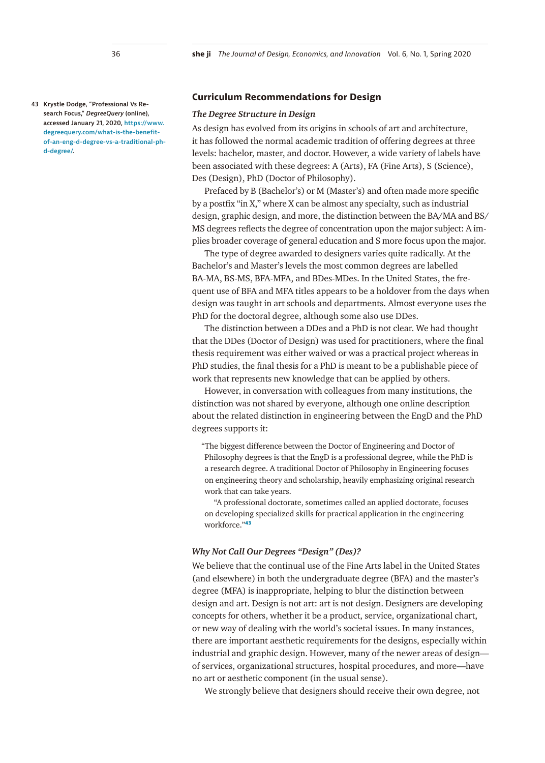## Curriculum Recommendations for Design

### *The Degree Structure in Design*

As design has evolved from its origins in schools of art and architecture, it has followed the normal academic tradition of offering degrees at three levels: bachelor, master, and doctor. However, a wide variety of labels have been associated with these degrees: A (Arts), FA (Fine Arts), S (Science), Des (Design), PhD (Doctor of Philosophy).

Prefaced by B (Bachelor's) or M (Master's) and often made more specific by a postfix "in X," where X can be almost any specialty, such as industrial design, graphic design, and more, the distinction between the BA/MA and BS/MS degrees reflects the degree of concentration upon the major subject: A implies broader coverage of general education and S more focus upon the major.

The type of degree awarded to designers varies quite radically. At the Bachelor's and Master's levels the most common degrees are labelled BA-MA, BS-MS, BFA-MFA, and BDes-MDes. In the United States, the frequent use of BFA and MFA titles appears to be a holdover from the days when design was taught in art schools and departments. Almost everyone uses the PhD for the doctoral degree, although some also use DDes.

The distinction between a DDes and a PhD is not clear. We had thought that the DDes (Doctor of Design) was used for practitioners, where the final thesis requirement was either waived or was a practical project whereas in PhD studies, the final thesis for a PhD is meant to be a publishable piece of work that represents new knowledge that can be applied by others.

However, in conversation with colleagues from many institutions, the distinction was not shared by everyone, although one online description about the related distinction in engineering between the EngD and the PhD degrees supports it:

> "The biggest difference between the Doctor of Engineering and Doctor of Philosophy degrees is that the EngD is a professional degree, while the PhD is a research degree. A traditional Doctor of Philosophy in Engineering focuses on engineering theory and scholarship, heavily emphasizing original research work that can take years.
>
> "A professional doctorate, sometimes called an applied doctorate, focuses on developing specialized skills for practical application in the engineering workforce."[43]

### *Why Not Call Our Degrees "Design" (Des)?*

We believe that the continual use of the Fine Arts label in the United States (and elsewhere) in both the undergraduate degree (BFA) and the master's degree (MFA) is inappropriate, helping to blur the distinction between design and art. Design is not art: art is not design. Designers are developing concepts for others, whether it be a product, service, organizational chart, or new way of dealing with the world's societal issues. In many instances, there are important aesthetic requirements for the designs, especially within industrial and graphic design. However, many of the newer areas of design—of services, organizational structures, hospital procedures, and more—have no art or aesthetic component (in the usual sense).

We strongly believe that designers should receive their own degree, not

---

43 Krystle Dodge, "Professional Vs Research Focus," *DegreeQuery* (online), accessed January 21, 2020, https://www.degreequery.com/what-is-the-benefit-of-an-eng-d-degree-vs-a-traditional-ph-d-degree/.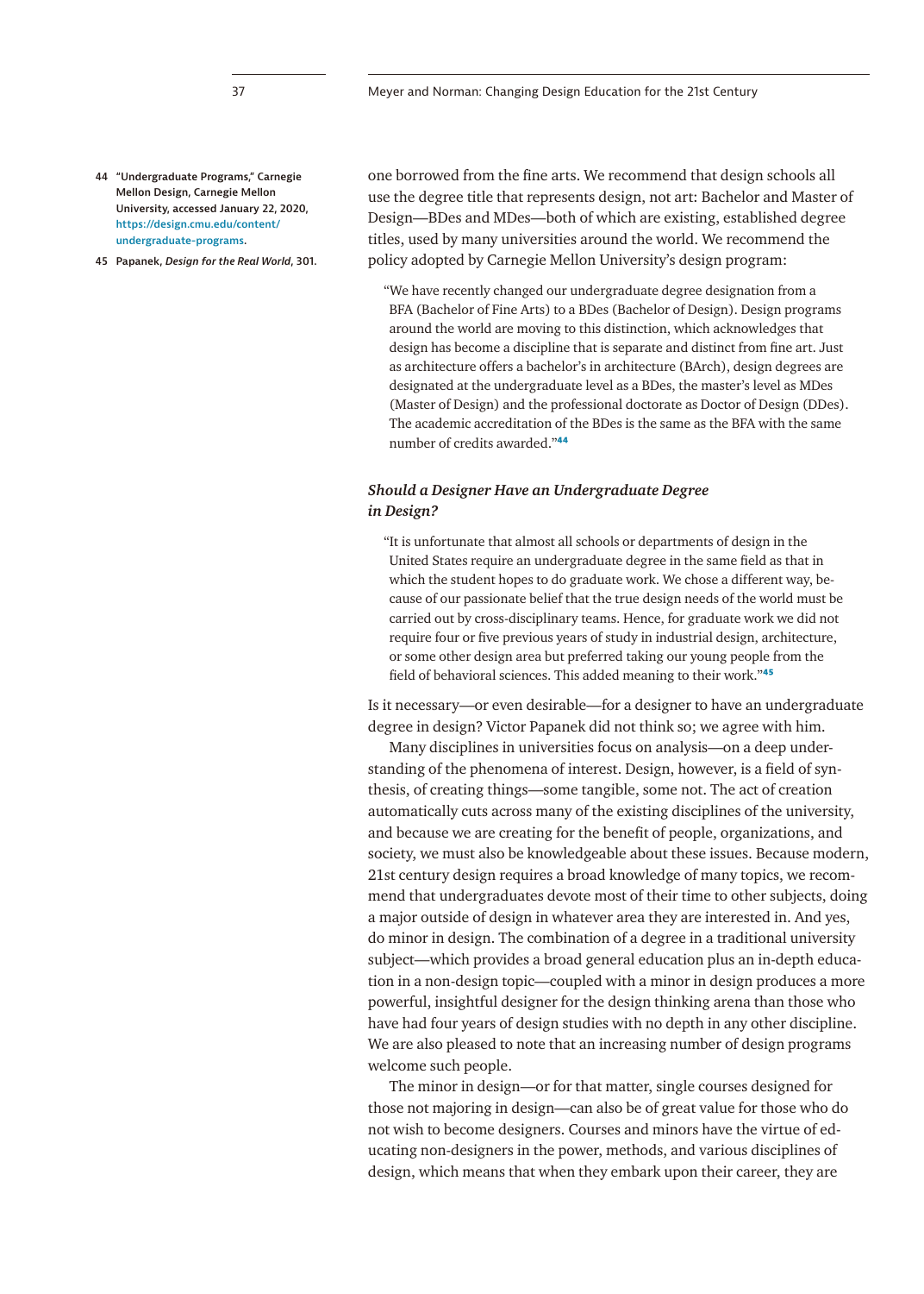one borrowed from the fine arts. We recommend that design schools all use the degree title that represents design, not art: Bachelor and Master of Design—BDes and MDes—both of which are existing, established degree titles, used by many universities around the world. We recommend the policy adopted by Carnegie Mellon University's design program:

> "We have recently changed our undergraduate degree designation from a BFA (Bachelor of Fine Arts) to a BDes (Bachelor of Design). Design programs around the world are moving to this distinction, which acknowledges that design has become a discipline that is separate and distinct from fine art. Just as architecture offers a bachelor's in architecture (BArch), design degrees are designated at the undergraduate level as a BDes, the master's level as MDes (Master of Design) and the professional doctorate as Doctor of Design (DDes). The academic accreditation of the BDes is the same as the BFA with the same number of credits awarded."[44]

### *Should a Designer Have an Undergraduate Degree in Design?*

> "It is unfortunate that almost all schools or departments of design in the United States require an undergraduate degree in the same field as that in which the student hopes to do graduate work. We chose a different way, because of our passionate belief that the true design needs of the world must be carried out by cross-disciplinary teams. Hence, for graduate work we did not require four or five previous years of study in industrial design, architecture, or some other design area but preferred taking our young people from the field of behavioral sciences. This added meaning to their work."[45]

Is it necessary—or even desirable—for a designer to have an undergraduate degree in design? Victor Papanek did not think so; we agree with him.

Many disciplines in universities focus on analysis—on a deep understanding of the phenomena of interest. Design, however, is a field of synthesis, of creating things—some tangible, some not. The act of creation automatically cuts across many of the existing disciplines of the university, and because we are creating for the benefit of people, organizations, and society, we must also be knowledgeable about these issues. Because modern, 21st century design requires a broad knowledge of many topics, we recommend that undergraduates devote most of their time to other subjects, doing a major outside of design in whatever area they are interested in. And yes, do minor in design. The combination of a degree in a traditional university subject—which provides a broad general education plus an in-depth education in a non-design topic—coupled with a minor in design produces a more powerful, insightful designer for the design thinking arena than those who have had four years of design studies with no depth in any other discipline. We are also pleased to note that an increasing number of design programs welcome such people.

The minor in design—or for that matter, single courses designed for those not majoring in design—can also be of great value for those who do not wish to become designers. Courses and minors have the virtue of educating non-designers in the power, methods, and various disciplines of design, which means that when they embark upon their career, they are

44 "Undergraduate Programs," Carnegie Mellon Design, Carnegie Mellon University, accessed January 22, 2020, https://design.cmu.edu/content/undergraduate-programs.

45 Papanek, *Design for the Real World*, 301.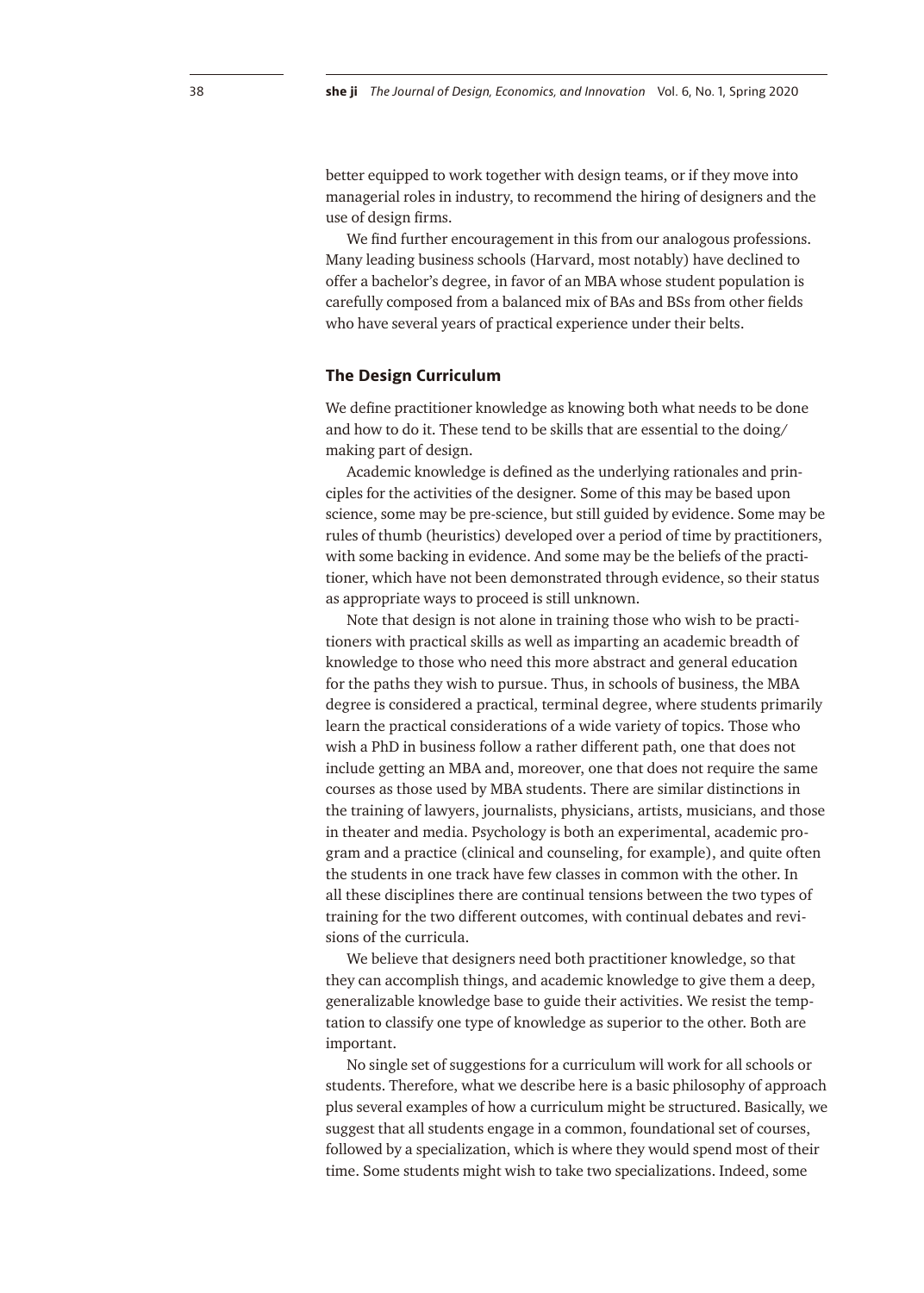better equipped to work together with design teams, or if they move into managerial roles in industry, to recommend the hiring of designers and the use of design firms.

We find further encouragement in this from our analogous professions. Many leading business schools (Harvard, most notably) have declined to offer a bachelor's degree, in favor of an MBA whose student population is carefully composed from a balanced mix of BAs and BSs from other fields who have several years of practical experience under their belts.

## The Design Curriculum

We define practitioner knowledge as knowing both what needs to be done and how to do it. These tend to be skills that are essential to the doing/making part of design.

Academic knowledge is defined as the underlying rationales and principles for the activities of the designer. Some of this may be based upon science, some may be pre-science, but still guided by evidence. Some may be rules of thumb (heuristics) developed over a period of time by practitioners, with some backing in evidence. And some may be the beliefs of the practitioner, which have not been demonstrated through evidence, so their status as appropriate ways to proceed is still unknown.

Note that design is not alone in training those who wish to be practitioners with practical skills as well as imparting an academic breadth of knowledge to those who need this more abstract and general education for the paths they wish to pursue. Thus, in schools of business, the MBA degree is considered a practical, terminal degree, where students primarily learn the practical considerations of a wide variety of topics. Those who wish a PhD in business follow a rather different path, one that does not include getting an MBA and, moreover, one that does not require the same courses as those used by MBA students. There are similar distinctions in the training of lawyers, journalists, physicians, artists, musicians, and those in theater and media. Psychology is both an experimental, academic program and a practice (clinical and counseling, for example), and quite often the students in one track have few classes in common with the other. In all these disciplines there are continual tensions between the two types of training for the two different outcomes, with continual debates and revisions of the curricula.

We believe that designers need both practitioner knowledge, so that they can accomplish things, and academic knowledge to give them a deep, generalizable knowledge base to guide their activities. We resist the temptation to classify one type of knowledge as superior to the other. Both are important.

No single set of suggestions for a curriculum will work for all schools or students. Therefore, what we describe here is a basic philosophy of approach plus several examples of how a curriculum might be structured. Basically, we suggest that all students engage in a common, foundational set of courses, followed by a specialization, which is where they would spend most of their time. Some students might wish to take two specializations. Indeed, some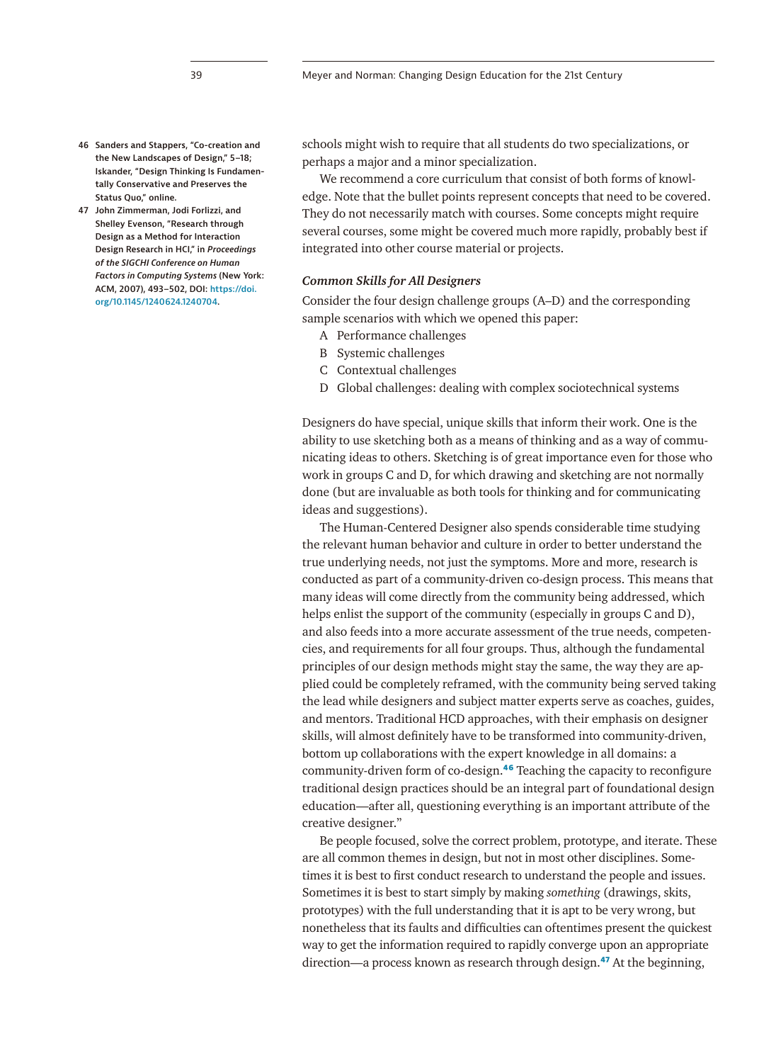schools might wish to require that all students do two specializations, or perhaps a major and a minor specialization.

We recommend a core curriculum that consist of both forms of knowledge. Note that the bullet points represent concepts that need to be covered. They do not necessarily match with courses. Some concepts might require several courses, some might be covered much more rapidly, probably best if integrated into other course material or projects.

### *Common Skills for All Designers*

Consider the four design challenge groups (A–D) and the corresponding sample scenarios with which we opened this paper:

- A Performance challenges
- B Systemic challenges
- C Contextual challenges
- D Global challenges: dealing with complex sociotechnical systems

Designers do have special, unique skills that inform their work. One is the ability to use sketching both as a means of thinking and as a way of communicating ideas to others. Sketching is of great importance even for those who work in groups C and D, for which drawing and sketching are not normally done (but are invaluable as both tools for thinking and for communicating ideas and suggestions).

The Human-Centered Designer also spends considerable time studying the relevant human behavior and culture in order to better understand the true underlying needs, not just the symptoms. More and more, research is conducted as part of a community-driven co-design process. This means that many ideas will come directly from the community being addressed, which helps enlist the support of the community (especially in groups C and D), and also feeds into a more accurate assessment of the true needs, competencies, and requirements for all four groups. Thus, although the fundamental principles of our design methods might stay the same, the way they are applied could be completely reframed, with the community being served taking the lead while designers and subject matter experts serve as coaches, guides, and mentors. Traditional HCD approaches, with their emphasis on designer skills, will almost definitely have to be transformed into community-driven, bottom up collaborations with the expert knowledge in all domains: a community-driven form of co-design.[46] Teaching the capacity to reconfigure traditional design practices should be an integral part of foundational design education—after all, questioning everything is an important attribute of the creative designer."

Be people focused, solve the correct problem, prototype, and iterate. These are all common themes in design, but not in most other disciplines. Sometimes it is best to first conduct research to understand the people and issues. Sometimes it is best to start simply by making *something* (drawings, skits, prototypes) with the full understanding that it is apt to be very wrong, but nonetheless that its faults and difficulties can oftentimes present the quickest way to get the information required to rapidly converge upon an appropriate direction—a process known as research through design.[47] At the beginning,

46 Sanders and Stappers, "Co-creation and the New Landscapes of Design," 5–18; Iskander, "Design Thinking Is Fundamentally Conservative and Preserves the Status Quo," online.

47 John Zimmerman, Jodi Forlizzi, and Shelley Evenson, "Research through Design as a Method for Interaction Design Research in HCI," in *Proceedings of the SIGCHI Conference on Human Factors in Computing Systems* (New York: ACM, 2007), 493–502, DOI: https://doi.org/10.1145/1240624.1240704.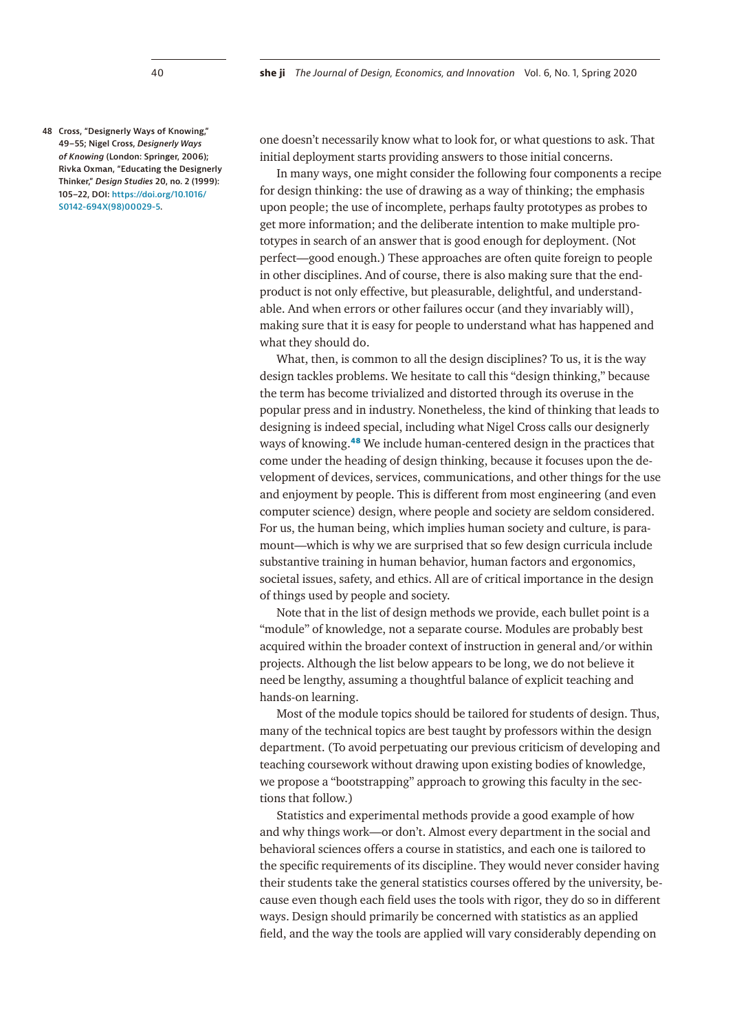one doesn't necessarily know what to look for, or what questions to ask. That initial deployment starts providing answers to those initial concerns.

In many ways, one might consider the following four components a recipe for design thinking: the use of drawing as a way of thinking; the emphasis upon people; the use of incomplete, perhaps faulty prototypes as probes to get more information; and the deliberate intention to make multiple prototypes in search of an answer that is good enough for deployment. (Not perfect—good enough.) These approaches are often quite foreign to people in other disciplines. And of course, there is also making sure that the end-product is not only effective, but pleasurable, delightful, and understandable. And when errors or other failures occur (and they invariably will), making sure that it is easy for people to understand what has happened and what they should do.

What, then, is common to all the design disciplines? To us, it is the way design tackles problems. We hesitate to call this "design thinking," because the term has become trivialized and distorted through its overuse in the popular press and in industry. Nonetheless, the kind of thinking that leads to designing is indeed special, including what Nigel Cross calls our designerly ways of knowing.[48] We include human-centered design in the practices that come under the heading of design thinking, because it focuses upon the development of devices, services, communications, and other things for the use and enjoyment by people. This is different from most engineering (and even computer science) design, where people and society are seldom considered. For us, the human being, which implies human society and culture, is paramount—which is why we are surprised that so few design curricula include substantive training in human behavior, human factors and ergonomics, societal issues, safety, and ethics. All are of critical importance in the design of things used by people and society.

Note that in the list of design methods we provide, each bullet point is a "module" of knowledge, not a separate course. Modules are probably best acquired within the broader context of instruction in general and/or within projects. Although the list below appears to be long, we do not believe it need be lengthy, assuming a thoughtful balance of explicit teaching and hands-on learning.

Most of the module topics should be tailored for students of design. Thus, many of the technical topics are best taught by professors within the design department. (To avoid perpetuating our previous criticism of developing and teaching coursework without drawing upon existing bodies of knowledge, we propose a "bootstrapping" approach to growing this faculty in the sections that follow.)

Statistics and experimental methods provide a good example of how and why things work—or don't. Almost every department in the social and behavioral sciences offers a course in statistics, and each one is tailored to the specific requirements of its discipline. They would never consider having their students take the general statistics courses offered by the university, because even though each field uses the tools with rigor, they do so in different ways. Design should primarily be concerned with statistics as an applied field, and the way the tools are applied will vary considerably depending on

48 Cross, "Designerly Ways of Knowing," 49–55; Nigel Cross, *Designerly Ways of Knowing* (London: Springer, 2006); Rivka Oxman, "Educating the Designerly Thinker," *Design Studies* 20, no. 2 (1999): 105–22, DOI: https://doi.org/10.1016/S0142-694X(98)00029-5.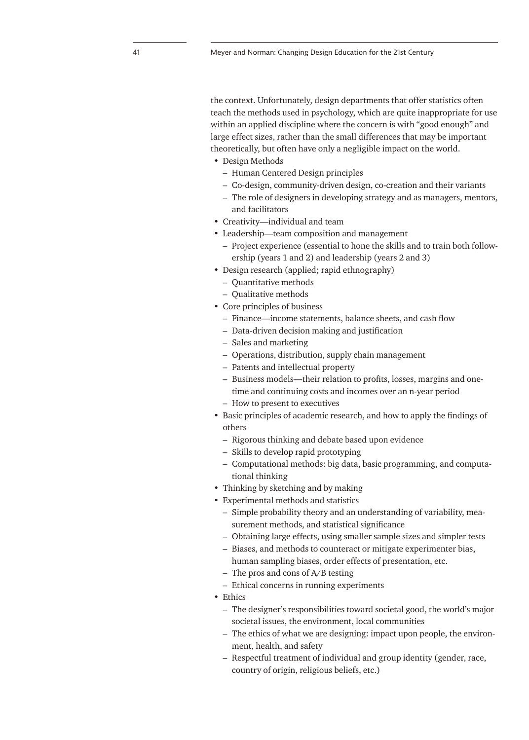the context. Unfortunately, design departments that offer statistics often teach the methods used in psychology, which are quite inappropriate for use within an applied discipline where the concern is with "good enough" and large effect sizes, rather than the small differences that may be important theoretically, but often have only a negligible impact on the world.

- Design Methods
  - Human Centered Design principles
  - Co-design, community-driven design, co-creation and their variants
  - The role of designers in developing strategy and as managers, mentors, and facilitators
- Creativity—individual and team
- Leadership—team composition and management
  - Project experience (essential to hone the skills and to train both followership (years 1 and 2) and leadership (years 2 and 3)
- Design research (applied; rapid ethnography)
  - Quantitative methods
  - Qualitative methods
- Core principles of business
  - Finance—income statements, balance sheets, and cash flow
  - Data-driven decision making and justification
  - Sales and marketing
  - Operations, distribution, supply chain management
  - Patents and intellectual property
  - Business models—their relation to profits, losses, margins and one-time and continuing costs and incomes over an n-year period
  - How to present to executives
- Basic principles of academic research, and how to apply the findings of others
  - Rigorous thinking and debate based upon evidence
  - Skills to develop rapid prototyping
  - Computational methods: big data, basic programming, and computational thinking
- Thinking by sketching and by making
- Experimental methods and statistics
  - Simple probability theory and an understanding of variability, measurement methods, and statistical significance
  - Obtaining large effects, using smaller sample sizes and simpler tests
  - Biases, and methods to counteract or mitigate experimenter bias, human sampling biases, order effects of presentation, etc.
  - The pros and cons of A/B testing
  - Ethical concerns in running experiments
- Ethics
  - The designer's responsibilities toward societal good, the world's major societal issues, the environment, local communities
  - The ethics of what we are designing: impact upon people, the environment, health, and safety
  - Respectful treatment of individual and group identity (gender, race, country of origin, religious beliefs, etc.)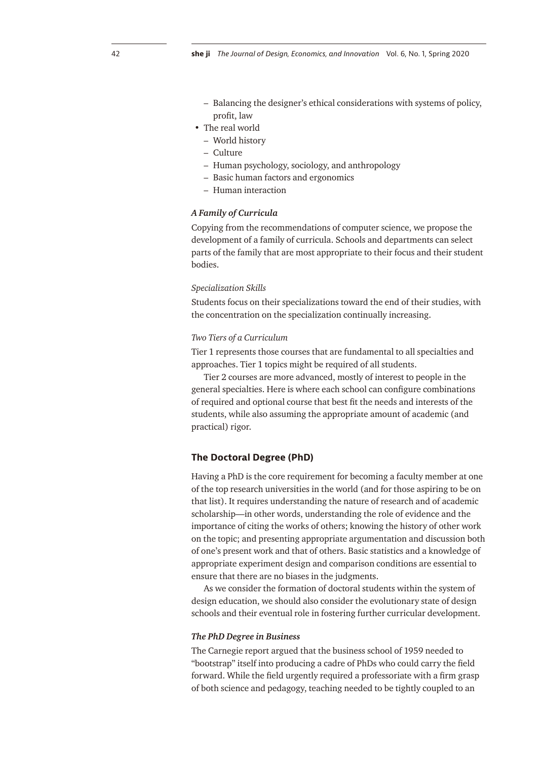- Balancing the designer's ethical considerations with systems of policy, profit, law
- The real world
  - World history
  - Culture
  - Human psychology, sociology, and anthropology
  - Basic human factors and ergonomics
  - Human interaction

### *A Family of Curricula*

Copying from the recommendations of computer science, we propose the development of a family of curricula. Schools and departments can select parts of the family that are most appropriate to their focus and their student bodies.

#### *Specialization Skills*

Students focus on their specializations toward the end of their studies, with the concentration on the specialization continually increasing.

#### *Two Tiers of a Curriculum*

Tier 1 represents those courses that are fundamental to all specialties and approaches. Tier 1 topics might be required of all students.

Tier 2 courses are more advanced, mostly of interest to people in the general specialties. Here is where each school can configure combinations of required and optional course that best fit the needs and interests of the students, while also assuming the appropriate amount of academic (and practical) rigor.

## The Doctoral Degree (PhD)

Having a PhD is the core requirement for becoming a faculty member at one of the top research universities in the world (and for those aspiring to be on that list). It requires understanding the nature of research and of academic scholarship—in other words, understanding the role of evidence and the importance of citing the works of others; knowing the history of other work on the topic; and presenting appropriate argumentation and discussion both of one's present work and that of others. Basic statistics and a knowledge of appropriate experiment design and comparison conditions are essential to ensure that there are no biases in the judgments.

As we consider the formation of doctoral students within the system of design education, we should also consider the evolutionary state of design schools and their eventual role in fostering further curricular development.

### *The PhD Degree in Business*

The Carnegie report argued that the business school of 1959 needed to "bootstrap" itself into producing a cadre of PhDs who could carry the field forward. While the field urgently required a professoriate with a firm grasp of both science and pedagogy, teaching needed to be tightly coupled to an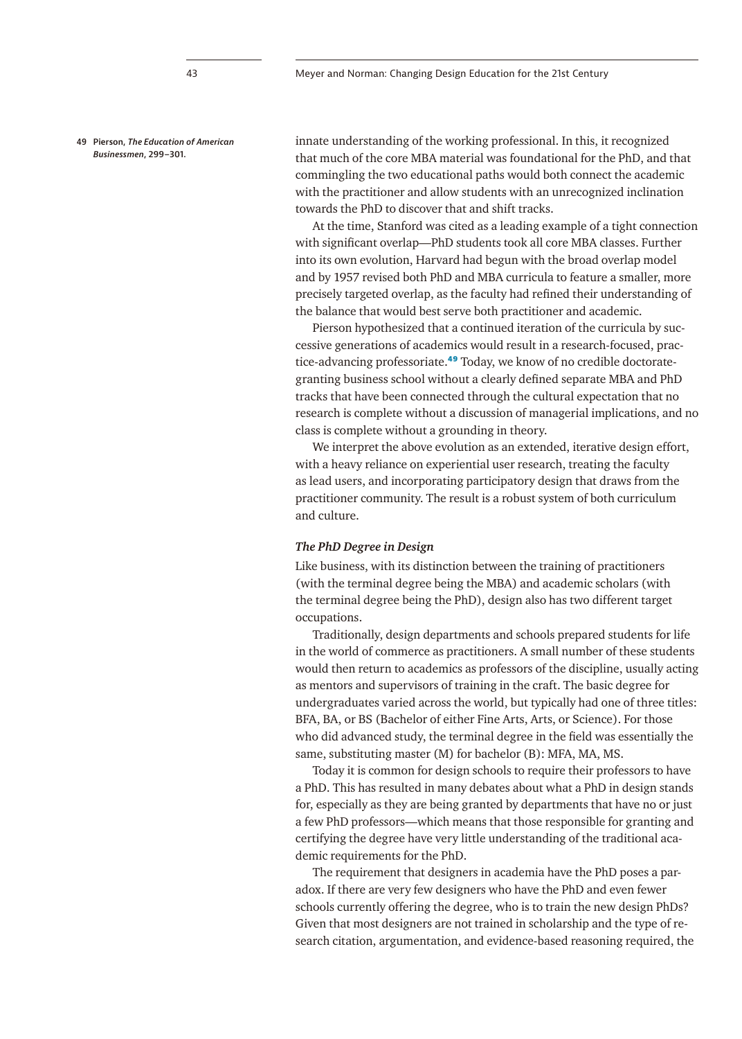innate understanding of the working professional. In this, it recognized that much of the core MBA material was foundational for the PhD, and that commingling the two educational paths would both connect the academic with the practitioner and allow students with an unrecognized inclination towards the PhD to discover that and shift tracks.

At the time, Stanford was cited as a leading example of a tight connection with significant overlap—PhD students took all core MBA classes. Further into its own evolution, Harvard had begun with the broad overlap model and by 1957 revised both PhD and MBA curricula to feature a smaller, more precisely targeted overlap, as the faculty had refined their understanding of the balance that would best serve both practitioner and academic.

Pierson hypothesized that a continued iteration of the curricula by successive generations of academics would result in a research-focused, practice-advancing professoriate.[49] Today, we know of no credible doctorate-granting business school without a clearly defined separate MBA and PhD tracks that have been connected through the cultural expectation that no research is complete without a discussion of managerial implications, and no class is complete without a grounding in theory.

We interpret the above evolution as an extended, iterative design effort, with a heavy reliance on experiential user research, treating the faculty as lead users, and incorporating participatory design that draws from the practitioner community. The result is a robust system of both curriculum and culture.

### *The PhD Degree in Design*

Like business, with its distinction between the training of practitioners (with the terminal degree being the MBA) and academic scholars (with the terminal degree being the PhD), design also has two different target occupations.

Traditionally, design departments and schools prepared students for life in the world of commerce as practitioners. A small number of these students would then return to academics as professors of the discipline, usually acting as mentors and supervisors of training in the craft. The basic degree for undergraduates varied across the world, but typically had one of three titles: BFA, BA, or BS (Bachelor of either Fine Arts, Arts, or Science). For those who did advanced study, the terminal degree in the field was essentially the same, substituting master (M) for bachelor (B): MFA, MA, MS.

Today it is common for design schools to require their professors to have a PhD. This has resulted in many debates about what a PhD in design stands for, especially as they are being granted by departments that have no or just a few PhD professors—which means that those responsible for granting and certifying the degree have very little understanding of the traditional academic requirements for the PhD.

The requirement that designers in academia have the PhD poses a paradox. If there are very few designers who have the PhD and even fewer schools currently offering the degree, who is to train the new design PhDs? Given that most designers are not trained in scholarship and the type of research citation, argumentation, and evidence-based reasoning required, the

49 Pierson, *The Education of American Businessmen*, 299–301.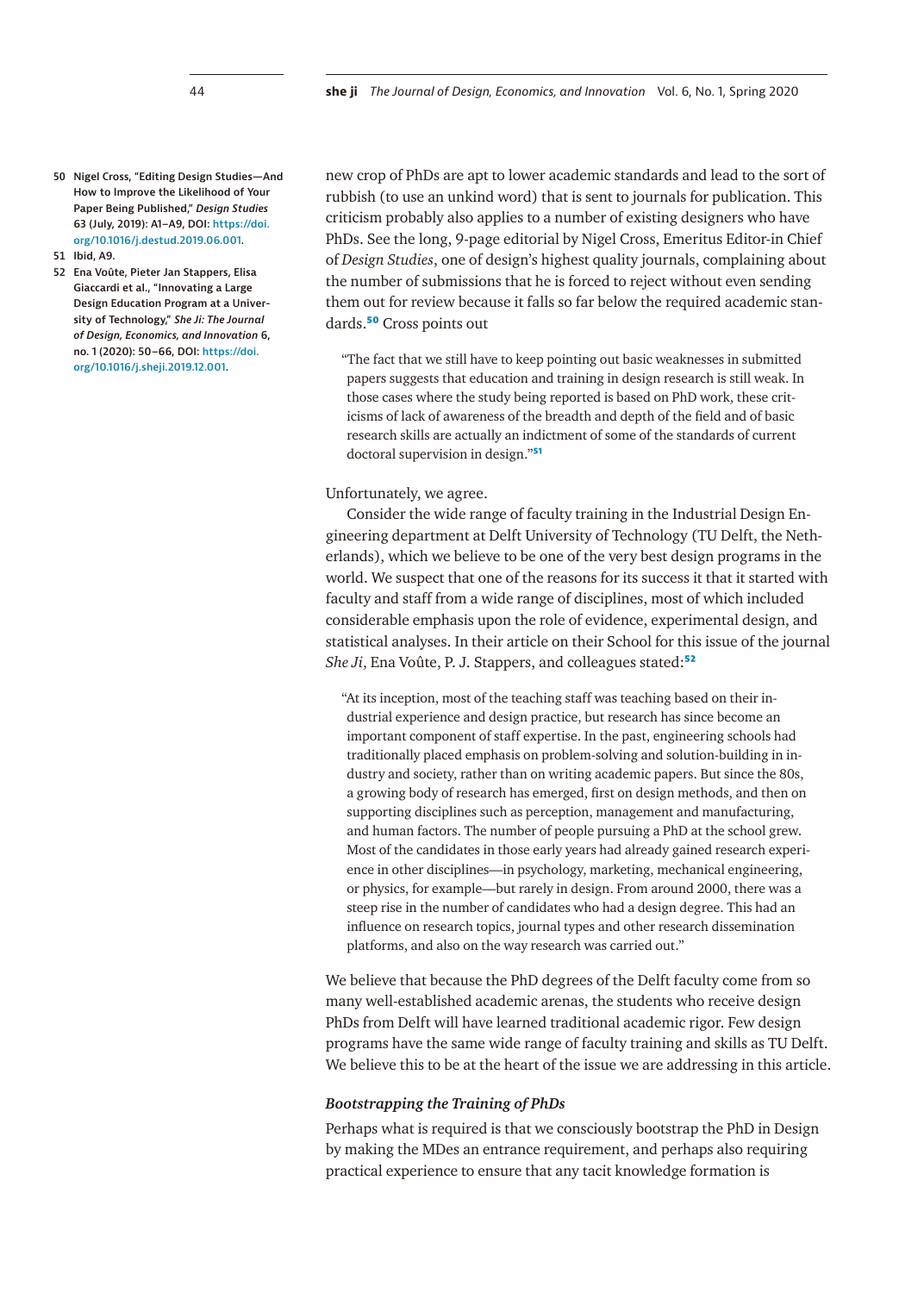new crop of PhDs are apt to lower academic standards and lead to the sort of rubbish (to use an unkind word) that is sent to journals for publication. This criticism probably also applies to a number of existing designers who have PhDs. See the long, 9-page editorial by Nigel Cross, Emeritus Editor-in Chief of *Design Studies*, one of design's highest quality journals, complaining about the number of submissions that he is forced to reject without even sending them out for review because it falls so far below the required academic standards.[50] Cross points out

> "The fact that we still have to keep pointing out basic weaknesses in submitted papers suggests that education and training in design research is still weak. In those cases where the study being reported is based on PhD work, these criticisms of lack of awareness of the breadth and depth of the field and of basic research skills are actually an indictment of some of the standards of current doctoral supervision in design."[51]

Unfortunately, we agree.

Consider the wide range of faculty training in the Industrial Design Engineering department at Delft University of Technology (TU Delft, the Netherlands), which we believe to be one of the very best design programs in the world. We suspect that one of the reasons for its success it that it started with faculty and staff from a wide range of disciplines, most of which included considerable emphasis upon the role of evidence, experimental design, and statistical analyses. In their article on their School for this issue of the journal *She Ji*, Ena Voûte, P. J. Stappers, and colleagues stated:[52]

> "At its inception, most of the teaching staff was teaching based on their industrial experience and design practice, but research has since become an important component of staff expertise. In the past, engineering schools had traditionally placed emphasis on problem-solving and solution-building in industry and society, rather than on writing academic papers. But since the 80s, a growing body of research has emerged, first on design methods, and then on supporting disciplines such as perception, management and manufacturing, and human factors. The number of people pursuing a PhD at the school grew. Most of the candidates in those early years had already gained research experience in other disciplines—in psychology, marketing, mechanical engineering, or physics, for example—but rarely in design. From around 2000, there was a steep rise in the number of candidates who had a design degree. This had an influence on research topics, journal types and other research dissemination platforms, and also on the way research was carried out."

We believe that because the PhD degrees of the Delft faculty come from so many well-established academic arenas, the students who receive design PhDs from Delft will have learned traditional academic rigor. Few design programs have the same wide range of faculty training and skills as TU Delft. We believe this to be at the heart of the issue we are addressing in this article.

### *Bootstrapping the Training of PhDs*

Perhaps what is required is that we consciously bootstrap the PhD in Design by making the MDes an entrance requirement, and perhaps also requiring practical experience to ensure that any tacit knowledge formation is

---

50 Nigel Cross, "Editing Design Studies—And How to Improve the Likelihood of Your Paper Being Published," *Design Studies* 63 (July, 2019): A1–A9, DOI: https://doi.org/10.1016/j.destud.2019.06.001.

51 Ibid, A9.

52 Ena Voûte, Pieter Jan Stappers, Elisa Giaccardi et al., "Innovating a Large Design Education Program at a University of Technology," *She Ji: The Journal of Design, Economics, and Innovation* 6, no. 1 (2020): 50–66, DOI: https://doi.org/10.1016/j.sheji.2019.12.001.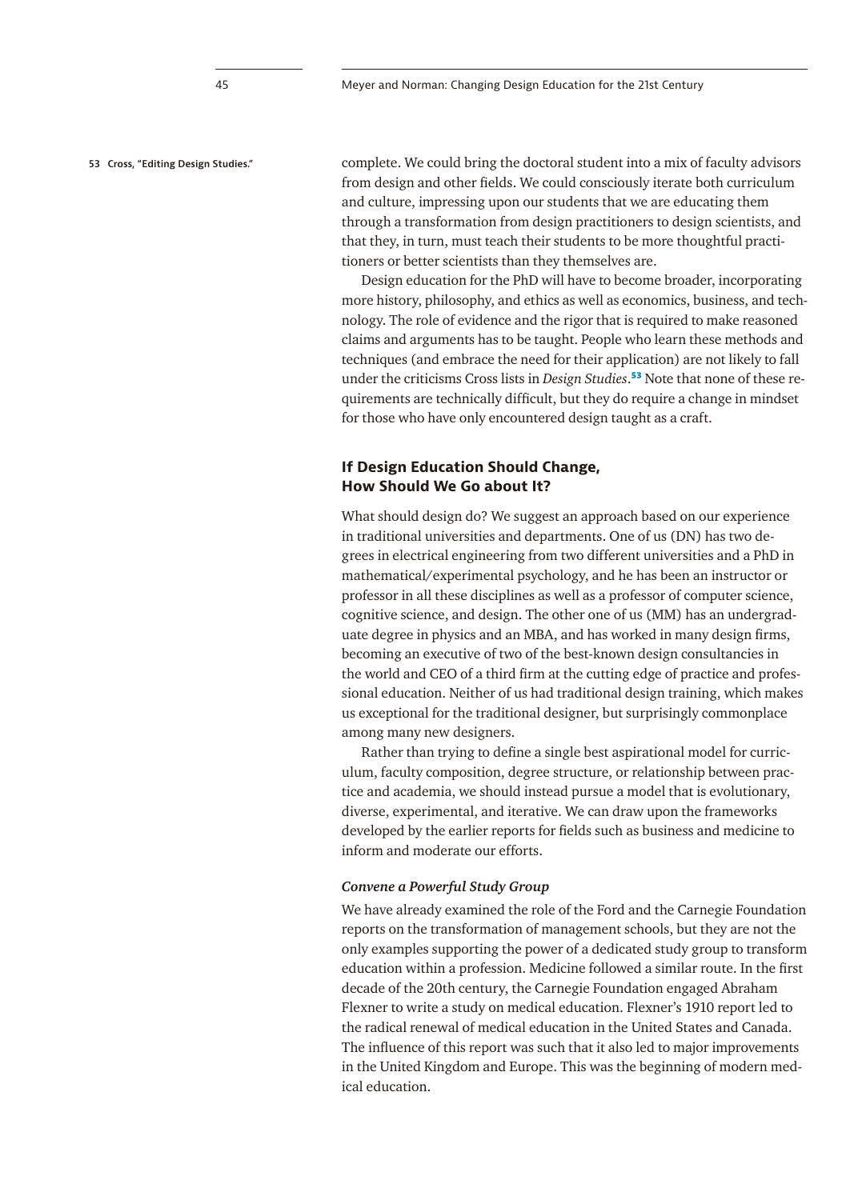complete. We could bring the doctoral student into a mix of faculty advisors from design and other fields. We could consciously iterate both curriculum and culture, impressing upon our students that we are educating them through a transformation from design practitioners to design scientists, and that they, in turn, must teach their students to be more thoughtful practitioners or better scientists than they themselves are.

Design education for the PhD will have to become broader, incorporating more history, philosophy, and ethics as well as economics, business, and technology. The role of evidence and the rigor that is required to make reasoned claims and arguments has to be taught. People who learn these methods and techniques (and embrace the need for their application) are not likely to fall under the criticisms Cross lists in *Design Studies*.[53] Note that none of these requirements are technically difficult, but they do require a change in mindset for those who have only encountered design taught as a craft.

53 Cross, "Editing Design Studies."

## If Design Education Should Change, How Should We Go about It?

What should design do? We suggest an approach based on our experience in traditional universities and departments. One of us (DN) has two degrees in electrical engineering from two different universities and a PhD in mathematical/experimental psychology, and he has been an instructor or professor in all these disciplines as well as a professor of computer science, cognitive science, and design. The other one of us (MM) has an undergraduate degree in physics and an MBA, and has worked in many design firms, becoming an executive of two of the best-known design consultancies in the world and CEO of a third firm at the cutting edge of practice and professional education. Neither of us had traditional design training, which makes us exceptional for the traditional designer, but surprisingly commonplace among many new designers.

Rather than trying to define a single best aspirational model for curriculum, faculty composition, degree structure, or relationship between practice and academia, we should instead pursue a model that is evolutionary, diverse, experimental, and iterative. We can draw upon the frameworks developed by the earlier reports for fields such as business and medicine to inform and moderate our efforts.

### *Convene a Powerful Study Group*

We have already examined the role of the Ford and the Carnegie Foundation reports on the transformation of management schools, but they are not the only examples supporting the power of a dedicated study group to transform education within a profession. Medicine followed a similar route. In the first decade of the 20th century, the Carnegie Foundation engaged Abraham Flexner to write a study on medical education. Flexner's 1910 report led to the radical renewal of medical education in the United States and Canada. The influence of this report was such that it also led to major improvements in the United Kingdom and Europe. This was the beginning of modern medical education.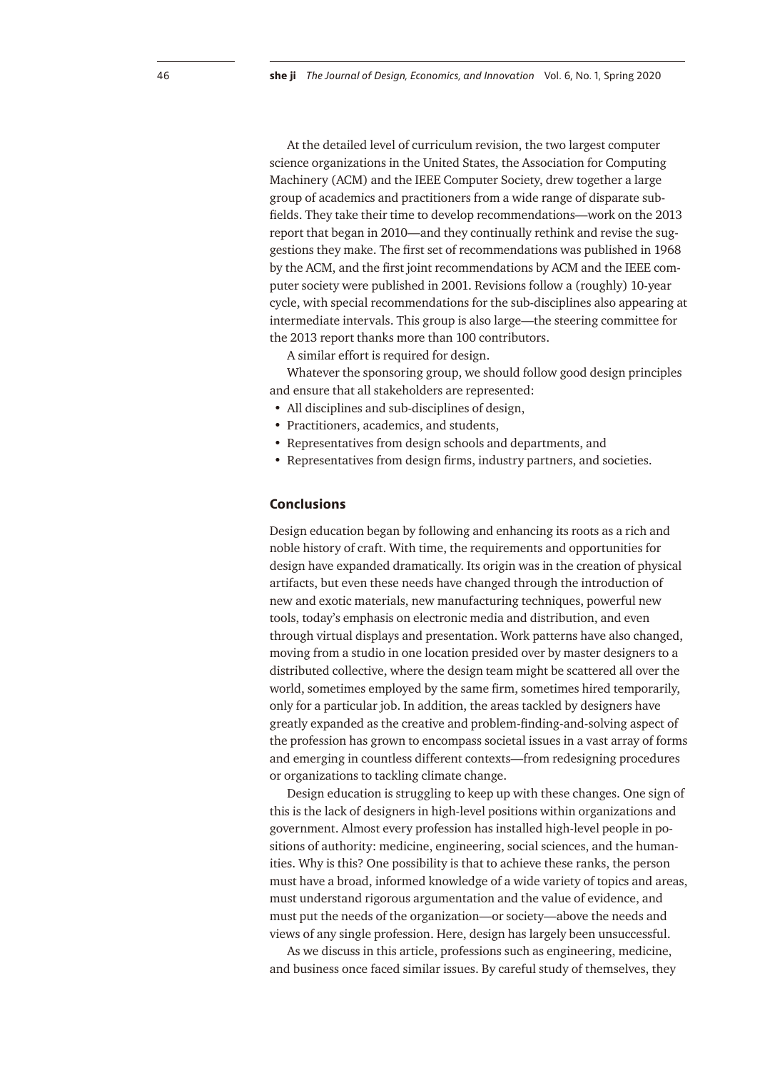At the detailed level of curriculum revision, the two largest computer science organizations in the United States, the Association for Computing Machinery (ACM) and the IEEE Computer Society, drew together a large group of academics and practitioners from a wide range of disparate subfields. They take their time to develop recommendations—work on the 2013 report that began in 2010—and they continually rethink and revise the suggestions they make. The first set of recommendations was published in 1968 by the ACM, and the first joint recommendations by ACM and the IEEE computer society were published in 2001. Revisions follow a (roughly) 10-year cycle, with special recommendations for the sub-disciplines also appearing at intermediate intervals. This group is also large—the steering committee for the 2013 report thanks more than 100 contributors.

A similar effort is required for design.

Whatever the sponsoring group, we should follow good design principles and ensure that all stakeholders are represented:

- All disciplines and sub-disciplines of design,
- Practitioners, academics, and students,
- Representatives from design schools and departments, and
- Representatives from design firms, industry partners, and societies.

## Conclusions

Design education began by following and enhancing its roots as a rich and noble history of craft. With time, the requirements and opportunities for design have expanded dramatically. Its origin was in the creation of physical artifacts, but even these needs have changed through the introduction of new and exotic materials, new manufacturing techniques, powerful new tools, today's emphasis on electronic media and distribution, and even through virtual displays and presentation. Work patterns have also changed, moving from a studio in one location presided over by master designers to a distributed collective, where the design team might be scattered all over the world, sometimes employed by the same firm, sometimes hired temporarily, only for a particular job. In addition, the areas tackled by designers have greatly expanded as the creative and problem-finding-and-solving aspect of the profession has grown to encompass societal issues in a vast array of forms and emerging in countless different contexts—from redesigning procedures or organizations to tackling climate change.

Design education is struggling to keep up with these changes. One sign of this is the lack of designers in high-level positions within organizations and government. Almost every profession has installed high-level people in positions of authority: medicine, engineering, social sciences, and the humanities. Why is this? One possibility is that to achieve these ranks, the person must have a broad, informed knowledge of a wide variety of topics and areas, must understand rigorous argumentation and the value of evidence, and must put the needs of the organization—or society—above the needs and views of any single profession. Here, design has largely been unsuccessful.

As we discuss in this article, professions such as engineering, medicine, and business once faced similar issues. By careful study of themselves, they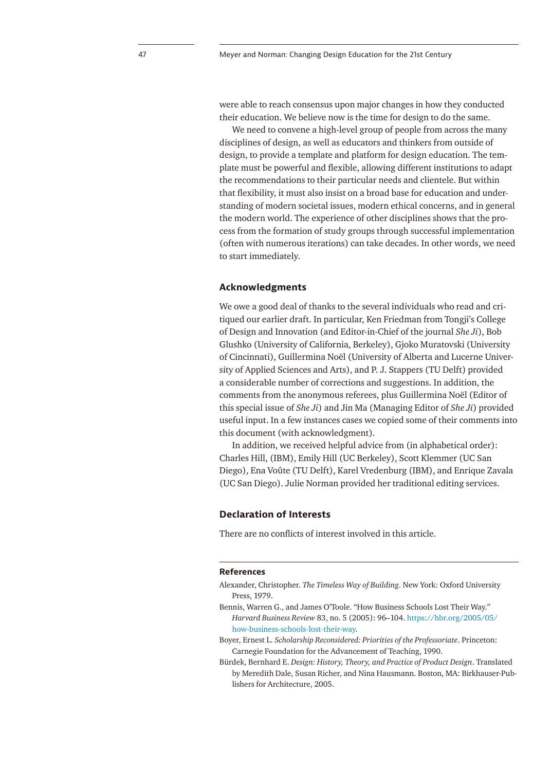were able to reach consensus upon major changes in how they conducted their education. We believe now is the time for design to do the same.

We need to convene a high-level group of people from across the many disciplines of design, as well as educators and thinkers from outside of design, to provide a template and platform for design education. The template must be powerful and flexible, allowing different institutions to adapt the recommendations to their particular needs and clientele. But within that flexibility, it must also insist on a broad base for education and understanding of modern societal issues, modern ethical concerns, and in general the modern world. The experience of other disciplines shows that the process from the formation of study groups through successful implementation (often with numerous iterations) can take decades. In other words, we need to start immediately.

## Acknowledgments

We owe a good deal of thanks to the several individuals who read and critiqued our earlier draft. In particular, Ken Friedman from Tongji's College of Design and Innovation (and Editor-in-Chief of the journal *She Ji*), Bob Glushko (University of California, Berkeley), Gjoko Muratovski (University of Cincinnati), Guillermina Noël (University of Alberta and Lucerne University of Applied Sciences and Arts), and P. J. Stappers (TU Delft) provided a considerable number of corrections and suggestions. In addition, the comments from the anonymous referees, plus Guillermina Noël (Editor of this special issue of *She Ji*) and Jin Ma (Managing Editor of *She Ji*) provided useful input. In a few instances cases we copied some of their comments into this document (with acknowledgment).

In addition, we received helpful advice from (in alphabetical order): Charles Hill, (IBM), Emily Hill (UC Berkeley), Scott Klemmer (UC San Diego), Ena Voûte (TU Delft), Karel Vredenburg (IBM), and Enrique Zavala (UC San Diego). Julie Norman provided her traditional editing services.

## Declaration of Interests

There are no conflicts of interest involved in this article.

## References

Alexander, Christopher. *The Timeless Way of Building*. New York: Oxford University Press, 1979.

Bennis, Warren G., and James O'Toole. "How Business Schools Lost Their Way." *Harvard Business Review* 83, no. 5 (2005): 96–104. https://hbr.org/2005/05/how-business-schools-lost-their-way.

Boyer, Ernest L. *Scholarship Reconsidered: Priorities of the Professoriate*. Princeton: Carnegie Foundation for the Advancement of Teaching, 1990.

Bürdek, Bernhard E. *Design: History, Theory, and Practice of Product Design*. Translated by Meredith Dale, Susan Richer, and Nina Hausmann. Boston, MA: Birkhauser-Publishers for Architecture, 2005.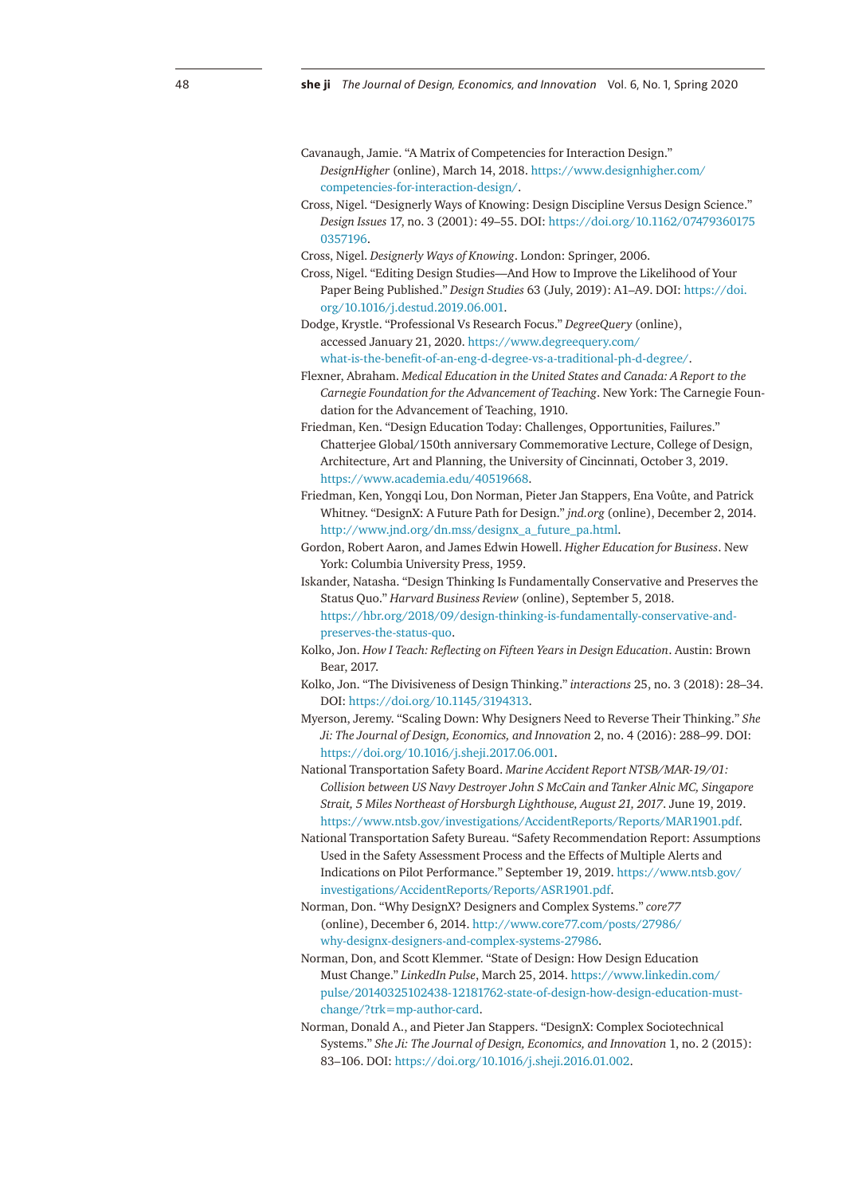Cavanaugh, Jamie. "A Matrix of Competencies for Interaction Design." *DesignHigher* (online), March 14, 2018. https://www.designhigher.com/competencies-for-interaction-design/.

Cross, Nigel. "Designerly Ways of Knowing: Design Discipline Versus Design Science." *Design Issues* 17, no. 3 (2001): 49–55. DOI: https://doi.org/10.1162/074793601750357196.

Cross, Nigel. *Designerly Ways of Knowing*. London: Springer, 2006.

Cross, Nigel. "Editing Design Studies—And How to Improve the Likelihood of Your Paper Being Published." *Design Studies* 63 (July, 2019): A1–A9. DOI: https://doi.org/10.1016/j.destud.2019.06.001.

Dodge, Krystle. "Professional Vs Research Focus." *DegreeQuery* (online), accessed January 21, 2020. https://www.degreequery.com/what-is-the-benefit-of-an-eng-d-degree-vs-a-traditional-ph-d-degree/.

Flexner, Abraham. *Medical Education in the United States and Canada: A Report to the Carnegie Foundation for the Advancement of Teaching*. New York: The Carnegie Foundation for the Advancement of Teaching, 1910.

Friedman, Ken. "Design Education Today: Challenges, Opportunities, Failures." Chatterjee Global/150th anniversary Commemorative Lecture, College of Design, Architecture, Art and Planning, the University of Cincinnati, October 3, 2019. https://www.academia.edu/40519668.

Friedman, Ken, Yongqi Lou, Don Norman, Pieter Jan Stappers, Ena Voûte, and Patrick Whitney. "DesignX: A Future Path for Design." *jnd.org* (online), December 2, 2014. http://www.jnd.org/dn.mss/designx_a_future_pa.html.

Gordon, Robert Aaron, and James Edwin Howell. *Higher Education for Business*. New York: Columbia University Press, 1959.

Iskander, Natasha. "Design Thinking Is Fundamentally Conservative and Preserves the Status Quo." *Harvard Business Review* (online), September 5, 2018. https://hbr.org/2018/09/design-thinking-is-fundamentally-conservative-and-preserves-the-status-quo.

Kolko, Jon. *How I Teach: Reflecting on Fifteen Years in Design Education*. Austin: Brown Bear, 2017.

Kolko, Jon. "The Divisiveness of Design Thinking." *interactions* 25, no. 3 (2018): 28–34. DOI: https://doi.org/10.1145/3194313.

Myerson, Jeremy. "Scaling Down: Why Designers Need to Reverse Their Thinking." *She Ji: The Journal of Design, Economics, and Innovation* 2, no. 4 (2016): 288–99. DOI: https://doi.org/10.1016/j.sheji.2017.06.001.

National Transportation Safety Board. *Marine Accident Report NTSB/MAR-19/01: Collision between US Navy Destroyer John S McCain and Tanker Alnic MC, Singapore Strait, 5 Miles Northeast of Horsburgh Lighthouse, August 21, 2017*. June 19, 2019. https://www.ntsb.gov/investigations/AccidentReports/Reports/MAR1901.pdf.

National Transportation Safety Bureau. "Safety Recommendation Report: Assumptions Used in the Safety Assessment Process and the Effects of Multiple Alerts and Indications on Pilot Performance." September 19, 2019. https://www.ntsb.gov/investigations/AccidentReports/Reports/ASR1901.pdf.

Norman, Don. "Why DesignX? Designers and Complex Systems." *core77* (online), December 6, 2014. http://www.core77.com/posts/27986/why-designx-designers-and-complex-systems-27986.

Norman, Don, and Scott Klemmer. "State of Design: How Design Education Must Change." *LinkedIn Pulse*, March 25, 2014. https://www.linkedin.com/pulse/20140325102438-12181762-state-of-design-how-design-education-must-change/?trk=mp-author-card.

Norman, Donald A., and Pieter Jan Stappers. "DesignX: Complex Sociotechnical Systems." *She Ji: The Journal of Design, Economics, and Innovation* 1, no. 2 (2015): 83–106. DOI: https://doi.org/10.1016/j.sheji.2016.01.002.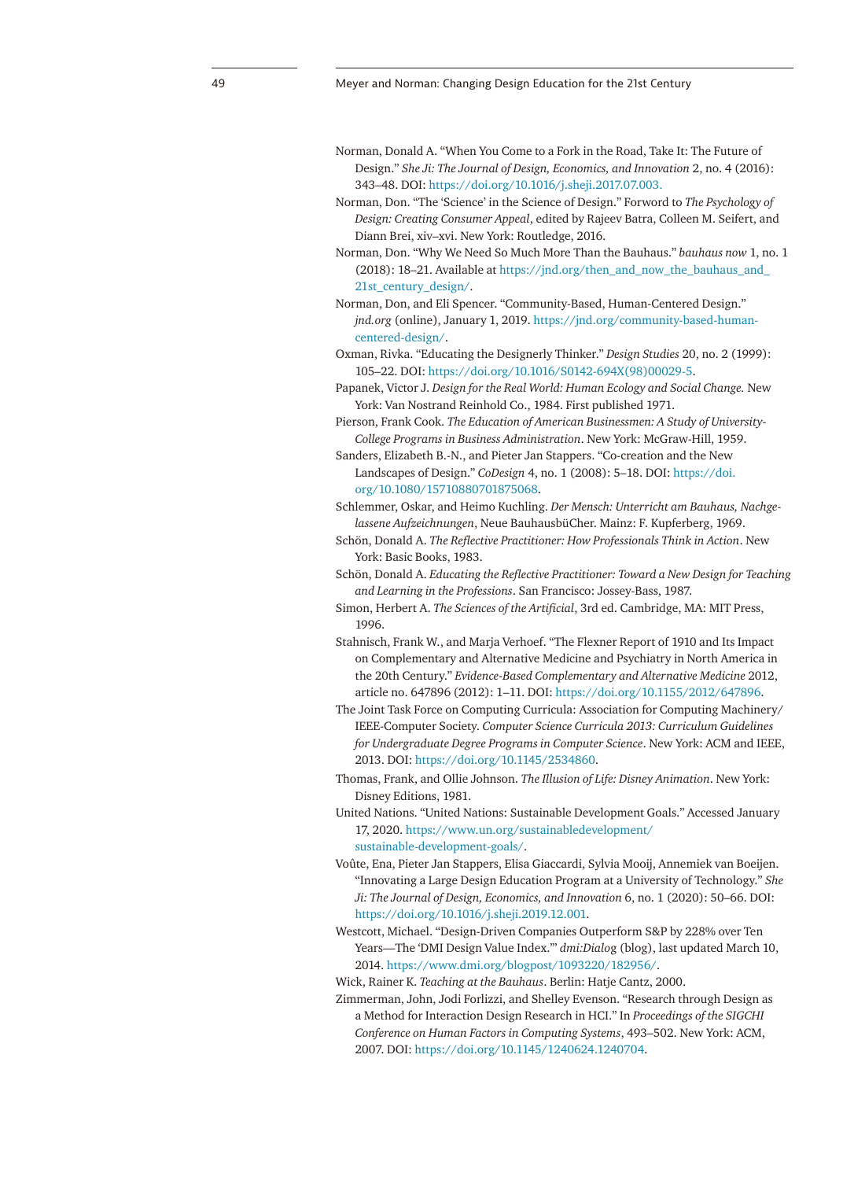Norman, Donald A. "When You Come to a Fork in the Road, Take It: The Future of Design." *She Ji: The Journal of Design, Economics, and Innovation* 2, no. 4 (2016): 343–48. DOI: https://doi.org/10.1016/j.sheji.2017.07.003.

Norman, Don. "The 'Science' in the Science of Design." Forword to *The Psychology of Design: Creating Consumer Appeal*, edited by Rajeev Batra, Colleen M. Seifert, and Diann Brei, xiv–xvi. New York: Routledge, 2016.

Norman, Don. "Why We Need So Much More Than the Bauhaus." *bauhaus now* 1, no. 1 (2018): 18–21. Available at https://jnd.org/then_and_now_the_bauhaus_and_21st_century_design/.

Norman, Don, and Eli Spencer. "Community-Based, Human-Centered Design." *jnd.org* (online), January 1, 2019. https://jnd.org/community-based-human-centered-design/.

Oxman, Rivka. "Educating the Designerly Thinker." *Design Studies* 20, no. 2 (1999): 105–22. DOI: https://doi.org/10.1016/S0142-694X(98)00029-5.

Papanek, Victor J. *Design for the Real World: Human Ecology and Social Change.* New York: Van Nostrand Reinhold Co., 1984. First published 1971.

Pierson, Frank Cook. *The Education of American Businessmen: A Study of University-College Programs in Business Administration*. New York: McGraw-Hill, 1959.

Sanders, Elizabeth B.-N., and Pieter Jan Stappers. "Co-creation and the New Landscapes of Design." *CoDesign* 4, no. 1 (2008): 5–18. DOI: https://doi.org/10.1080/15710880701875068.

Schlemmer, Oskar, and Heimo Kuchling. *Der Mensch: Unterricht am Bauhaus, Nachgelassene Aufzeichnungen*, Neue BauhausbüCher. Mainz: F. Kupferberg, 1969.

Schön, Donald A. *The Reflective Practitioner: How Professionals Think in Action*. New York: Basic Books, 1983.

Schön, Donald A. *Educating the Reflective Practitioner: Toward a New Design for Teaching and Learning in the Professions*. San Francisco: Jossey-Bass, 1987.

Simon, Herbert A. *The Sciences of the Artificial*, 3rd ed. Cambridge, MA: MIT Press, 1996.

Stahnisch, Frank W., and Marja Verhoef. "The Flexner Report of 1910 and Its Impact on Complementary and Alternative Medicine and Psychiatry in North America in the 20th Century." *Evidence-Based Complementary and Alternative Medicine* 2012, article no. 647896 (2012): 1–11. DOI: https://doi.org/10.1155/2012/647896.

The Joint Task Force on Computing Curricula: Association for Computing Machinery/IEEE-Computer Society. *Computer Science Curricula 2013: Curriculum Guidelines for Undergraduate Degree Programs in Computer Science*. New York: ACM and IEEE, 2013. DOI: https://doi.org/10.1145/2534860.

Thomas, Frank, and Ollie Johnson. *The Illusion of Life: Disney Animation*. New York: Disney Editions, 1981.

United Nations. "United Nations: Sustainable Development Goals." Accessed January 17, 2020. https://www.un.org/sustainabledevelopment/sustainable-development-goals/.

Voûte, Ena, Pieter Jan Stappers, Elisa Giaccardi, Sylvia Mooij, Annemiek van Boeijen. "Innovating a Large Design Education Program at a University of Technology." *She Ji: The Journal of Design, Economics, and Innovation* 6, no. 1 (2020): 50–66. DOI: https://doi.org/10.1016/j.sheji.2019.12.001.

Westcott, Michael. "Design-Driven Companies Outperform S&P by 228% over Ten Years—The 'DMI Design Value Index.'" *dmi:Dialog* (blog), last updated March 10, 2014. https://www.dmi.org/blogpost/1093220/182956/.

Wick, Rainer K. *Teaching at the Bauhaus*. Berlin: Hatje Cantz, 2000.

Zimmerman, John, Jodi Forlizzi, and Shelley Evenson. "Research through Design as a Method for Interaction Design Research in HCI." In *Proceedings of the SIGCHI Conference on Human Factors in Computing Systems*, 493–502. New York: ACM, 2007. DOI: https://doi.org/10.1145/1240624.1240704.